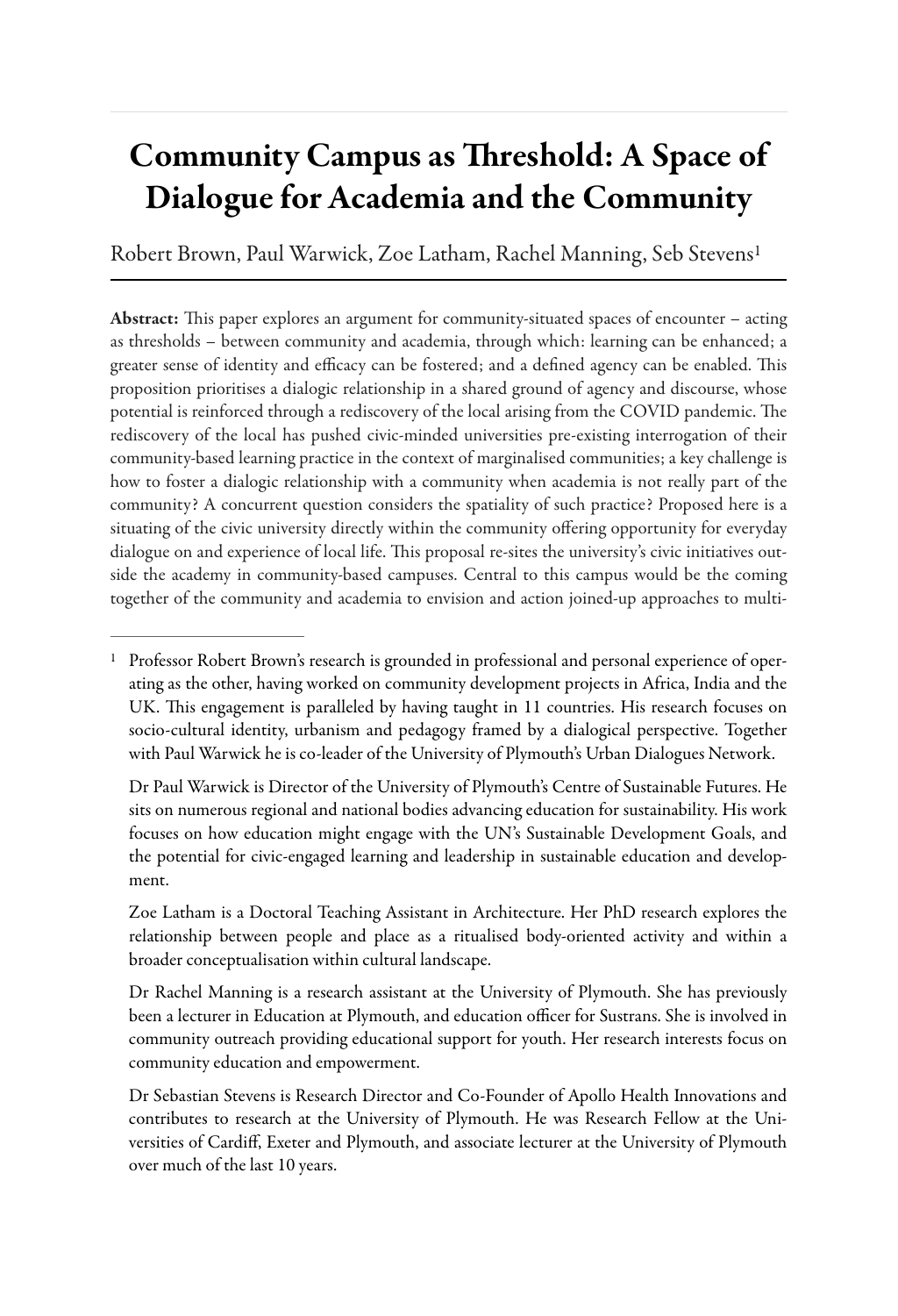# Community Campus as Threshold: A Space of Dialogue for Academia and the Community

Robert Brown, Paul Warwick, Zoe Latham, Rachel Manning, Seb Stevens[1]

**Abstract:** This paper explores an argument for community-situated spaces of encounter – acting as thresholds – between community and academia, through which: learning can be enhanced; a greater sense of identity and efficacy can be fostered; and a defined agency can be enabled. This proposition prioritises a dialogic relationship in a shared ground of agency and discourse, whose potential is reinforced through a rediscovery of the local arising from the COVID pandemic. The rediscovery of the local has pushed civic-minded universities pre-existing interrogation of their community-based learning practice in the context of marginalised communities; a key challenge is how to foster a dialogic relationship with a community when academia is not really part of the community? A concurrent question considers the spatiality of such practice? Proposed here is a situating of the civic university directly within the community offering opportunity for everyday dialogue on and experience of local life. This proposal re-sites the university's civic initiatives outside the academy in community-based campuses. Central to this campus would be the coming together of the community and academia to envision and action joined-up approaches to multi-

---

[1] Professor Robert Brown's research is grounded in professional and personal experience of operating as the other, having worked on community development projects in Africa, India and the UK. This engagement is paralleled by having taught in 11 countries. His research focuses on socio-cultural identity, urbanism and pedagogy framed by a dialogical perspective. Together with Paul Warwick he is co-leader of the University of Plymouth's Urban Dialogues Network.

Dr Paul Warwick is Director of the University of Plymouth's Centre of Sustainable Futures. He sits on numerous regional and national bodies advancing education for sustainability. His work focuses on how education might engage with the UN's Sustainable Development Goals, and the potential for civic-engaged learning and leadership in sustainable education and development.

Zoe Latham is a Doctoral Teaching Assistant in Architecture. Her PhD research explores the relationship between people and place as a ritualised body-oriented activity and within a broader conceptualisation within cultural landscape.

Dr Rachel Manning is a research assistant at the University of Plymouth. She has previously been a lecturer in Education at Plymouth, and education officer for Sustrans. She is involved in community outreach providing educational support for youth. Her research interests focus on community education and empowerment.

Dr Sebastian Stevens is Research Director and Co-Founder of Apollo Health Innovations and contributes to research at the University of Plymouth. He was Research Fellow at the Universities of Cardiff, Exeter and Plymouth, and associate lecturer at the University of Plymouth over much of the last 10 years.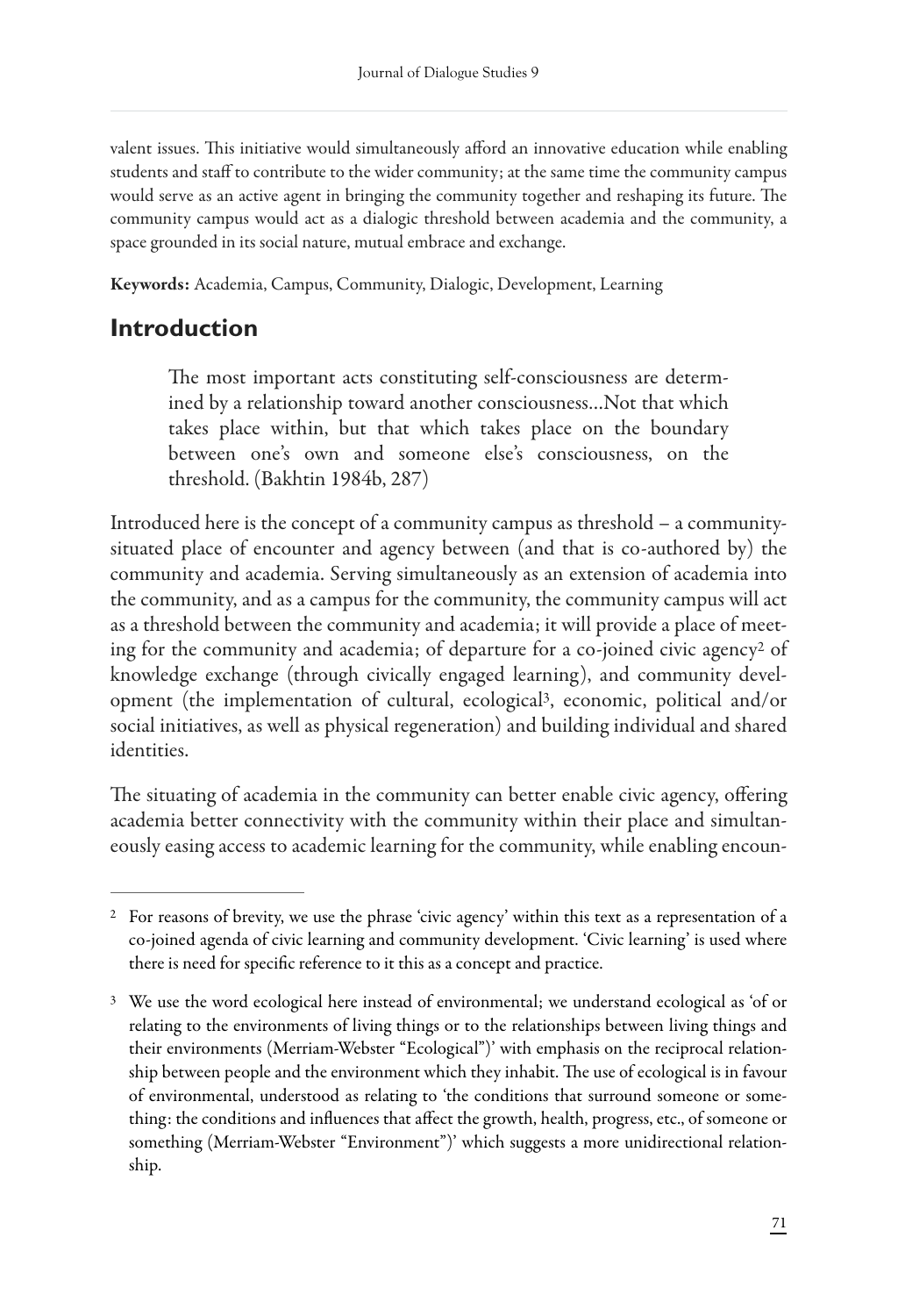valent issues. This initiative would simultaneously afford an innovative education while enabling students and staff to contribute to the wider community; at the same time the community campus would serve as an active agent in bringing the community together and reshaping its future. The community campus would act as a dialogic threshold between academia and the community, a space grounded in its social nature, mutual embrace and exchange.

**Keywords:** Academia, Campus, Community, Dialogic, Development, Learning

## Introduction

> The most important acts constituting self-consciousness are determined by a relationship toward another consciousness...Not that which takes place within, but that which takes place on the boundary between one's own and someone else's consciousness, on the threshold. (Bakhtin 1984b, 287)

Introduced here is the concept of a community campus as threshold – a community-situated place of encounter and agency between (and that is co-authored by) the community and academia. Serving simultaneously as an extension of academia into the community, and as a campus for the community, the community campus will act as a threshold between the community and academia; it will provide a place of meeting for the community and academia; of departure for a co-joined civic agency[2] of knowledge exchange (through civically engaged learning), and community development (the implementation of cultural, ecological[3], economic, political and/or social initiatives, as well as physical regeneration) and building individual and shared identities.

The situating of academia in the community can better enable civic agency, offering academia better connectivity with the community within their place and simultaneously easing access to academic learning for the community, while enabling encoun-

[2] For reasons of brevity, we use the phrase 'civic agency' within this text as a representation of a co-joined agenda of civic learning and community development. 'Civic learning' is used where there is need for specific reference to it this as a concept and practice.

[3] We use the word ecological here instead of environmental; we understand ecological as 'of or relating to the environments of living things or to the relationships between living things and their environments (Merriam-Webster "Ecological")' with emphasis on the reciprocal relationship between people and the environment which they inhabit. The use of ecological is in favour of environmental, understood as relating to 'the conditions that surround someone or something: the conditions and influences that affect the growth, health, progress, etc., of someone or something (Merriam-Webster "Environment")' which suggests a more unidirectional relationship.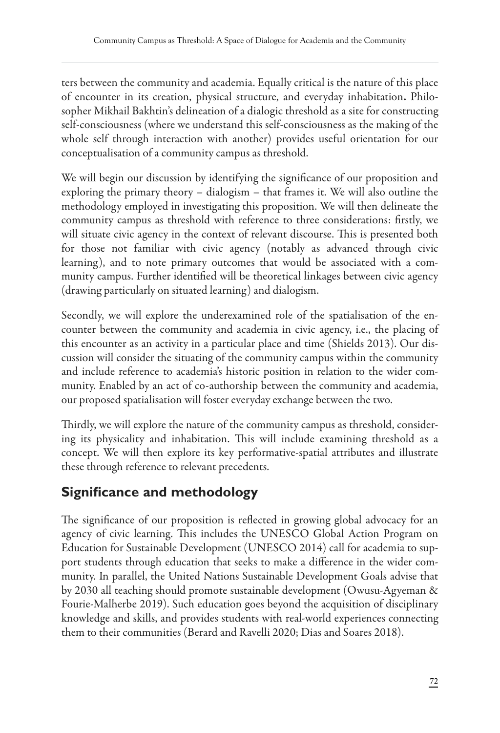ters between the community and academia. Equally critical is the nature of this place of encounter in its creation, physical structure, and everyday inhabitation**.** Philosopher Mikhail Bakhtin's delineation of a dialogic threshold as a site for constructing self-consciousness (where we understand this self-consciousness as the making of the whole self through interaction with another) provides useful orientation for our conceptualisation of a community campus as threshold.

We will begin our discussion by identifying the significance of our proposition and exploring the primary theory – dialogism – that frames it. We will also outline the methodology employed in investigating this proposition. We will then delineate the community campus as threshold with reference to three considerations: firstly, we will situate civic agency in the context of relevant discourse. This is presented both for those not familiar with civic agency (notably as advanced through civic learning), and to note primary outcomes that would be associated with a community campus. Further identified will be theoretical linkages between civic agency (drawing particularly on situated learning) and dialogism.

Secondly, we will explore the underexamined role of the spatialisation of the encounter between the community and academia in civic agency, i.e., the placing of this encounter as an activity in a particular place and time (Shields 2013). Our discussion will consider the situating of the community campus within the community and include reference to academia's historic position in relation to the wider community. Enabled by an act of co-authorship between the community and academia, our proposed spatialisation will foster everyday exchange between the two.

Thirdly, we will explore the nature of the community campus as threshold, considering its physicality and inhabitation. This will include examining threshold as a concept. We will then explore its key performative-spatial attributes and illustrate these through reference to relevant precedents.

## Significance and methodology

The significance of our proposition is reflected in growing global advocacy for an agency of civic learning. This includes the UNESCO Global Action Program on Education for Sustainable Development (UNESCO 2014) call for academia to support students through education that seeks to make a difference in the wider community. In parallel, the United Nations Sustainable Development Goals advise that by 2030 all teaching should promote sustainable development (Owusu-Agyeman & Fourie-Malherbe 2019). Such education goes beyond the acquisition of disciplinary knowledge and skills, and provides students with real-world experiences connecting them to their communities (Berard and Ravelli 2020; Dias and Soares 2018).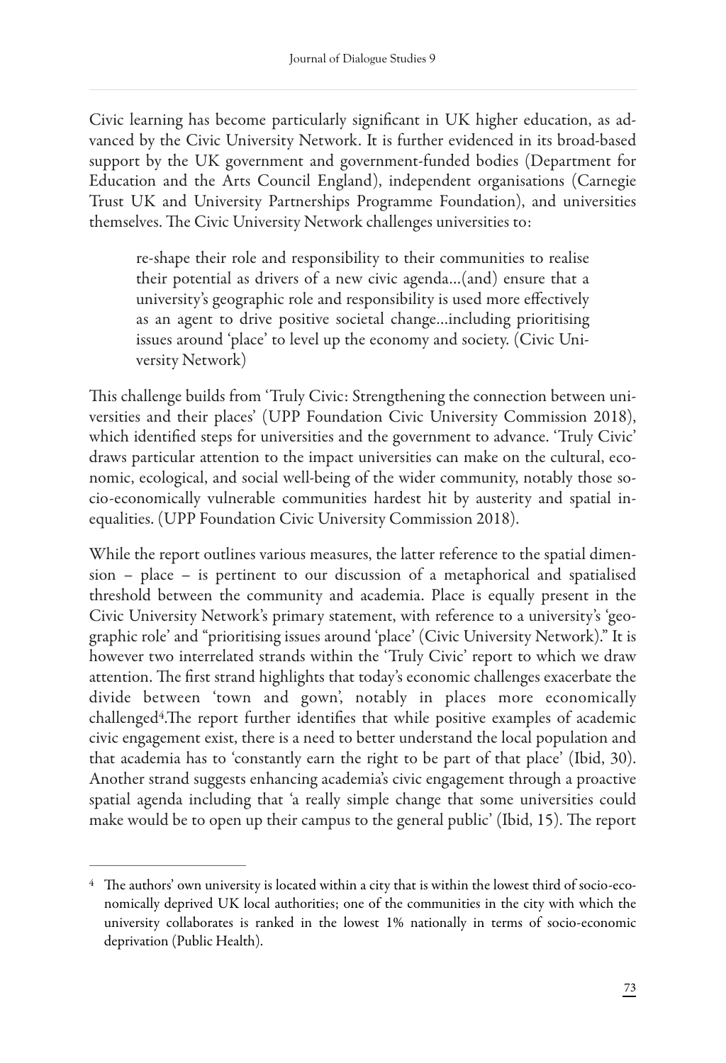Civic learning has become particularly significant in UK higher education, as advanced by the Civic University Network. It is further evidenced in its broad-based support by the UK government and government-funded bodies (Department for Education and the Arts Council England), independent organisations (Carnegie Trust UK and University Partnerships Programme Foundation), and universities themselves. The Civic University Network challenges universities to:

> re-shape their role and responsibility to their communities to realise their potential as drivers of a new civic agenda...(and) ensure that a university's geographic role and responsibility is used more effectively as an agent to drive positive societal change...including prioritising issues around 'place' to level up the economy and society. (Civic University Network)

This challenge builds from 'Truly Civic: Strengthening the connection between universities and their places' (UPP Foundation Civic University Commission 2018), which identified steps for universities and the government to advance. 'Truly Civic' draws particular attention to the impact universities can make on the cultural, economic, ecological, and social well-being of the wider community, notably those socio-economically vulnerable communities hardest hit by austerity and spatial inequalities. (UPP Foundation Civic University Commission 2018).

While the report outlines various measures, the latter reference to the spatial dimension – place – is pertinent to our discussion of a metaphorical and spatialised threshold between the community and academia. Place is equally present in the Civic University Network's primary statement, with reference to a university's 'geographic role' and "prioritising issues around 'place' (Civic University Network)." It is however two interrelated strands within the 'Truly Civic' report to which we draw attention. The first strand highlights that today's economic challenges exacerbate the divide between 'town and gown', notably in places more economically challenged[4].The report further identifies that while positive examples of academic civic engagement exist, there is a need to better understand the local population and that academia has to 'constantly earn the right to be part of that place' (Ibid, 30). Another strand suggests enhancing academia's civic engagement through a proactive spatial agenda including that 'a really simple change that some universities could make would be to open up their campus to the general public' (Ibid, 15). The report

[4] The authors' own university is located within a city that is within the lowest third of socio-economically deprived UK local authorities; one of the communities in the city with which the university collaborates is ranked in the lowest 1% nationally in terms of socio-economic deprivation (Public Health).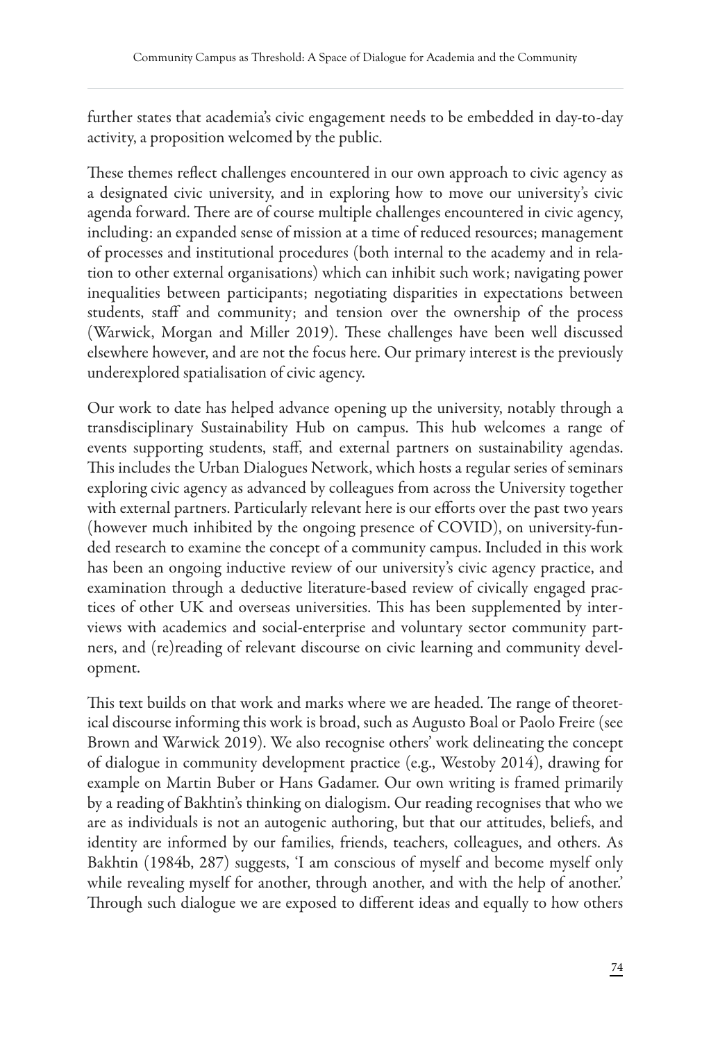further states that academia's civic engagement needs to be embedded in day-to-day activity, a proposition welcomed by the public.

These themes reflect challenges encountered in our own approach to civic agency as a designated civic university, and in exploring how to move our university's civic agenda forward. There are of course multiple challenges encountered in civic agency, including: an expanded sense of mission at a time of reduced resources; management of processes and institutional procedures (both internal to the academy and in relation to other external organisations) which can inhibit such work; navigating power inequalities between participants; negotiating disparities in expectations between students, staff and community; and tension over the ownership of the process (Warwick, Morgan and Miller 2019). These challenges have been well discussed elsewhere however, and are not the focus here. Our primary interest is the previously underexplored spatialisation of civic agency.

Our work to date has helped advance opening up the university, notably through a transdisciplinary Sustainability Hub on campus. This hub welcomes a range of events supporting students, staff, and external partners on sustainability agendas. This includes the Urban Dialogues Network, which hosts a regular series of seminars exploring civic agency as advanced by colleagues from across the University together with external partners. Particularly relevant here is our efforts over the past two years (however much inhibited by the ongoing presence of COVID), on university-funded research to examine the concept of a community campus. Included in this work has been an ongoing inductive review of our university's civic agency practice, and examination through a deductive literature-based review of civically engaged practices of other UK and overseas universities. This has been supplemented by interviews with academics and social-enterprise and voluntary sector community partners, and (re)reading of relevant discourse on civic learning and community development.

This text builds on that work and marks where we are headed. The range of theoretical discourse informing this work is broad, such as Augusto Boal or Paolo Freire (see Brown and Warwick 2019). We also recognise others' work delineating the concept of dialogue in community development practice (e.g., Westoby 2014), drawing for example on Martin Buber or Hans Gadamer. Our own writing is framed primarily by a reading of Bakhtin's thinking on dialogism. Our reading recognises that who we are as individuals is not an autogenic authoring, but that our attitudes, beliefs, and identity are informed by our families, friends, teachers, colleagues, and others. As Bakhtin (1984b, 287) suggests, 'I am conscious of myself and become myself only while revealing myself for another, through another, and with the help of another.' Through such dialogue we are exposed to different ideas and equally to how others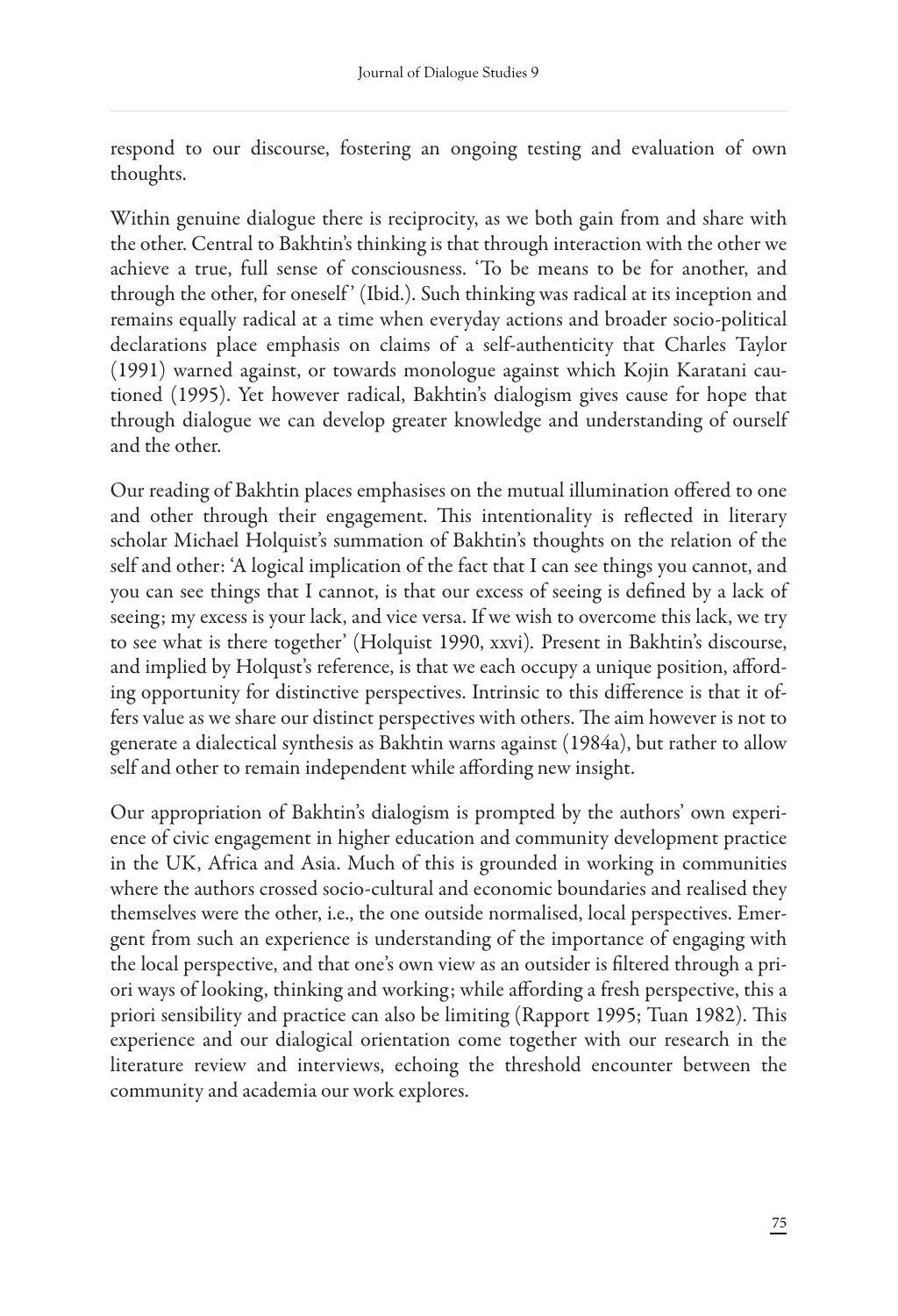respond to our discourse, fostering an ongoing testing and evaluation of own thoughts.

Within genuine dialogue there is reciprocity, as we both gain from and share with the other. Central to Bakhtin's thinking is that through interaction with the other we achieve a true, full sense of consciousness. 'To be means to be for another, and through the other, for oneself' (Ibid.). Such thinking was radical at its inception and remains equally radical at a time when everyday actions and broader socio-political declarations place emphasis on claims of a self-authenticity that Charles Taylor (1991) warned against, or towards monologue against which Kojin Karatani cautioned (1995). Yet however radical, Bakhtin's dialogism gives cause for hope that through dialogue we can develop greater knowledge and understanding of ourself and the other.

Our reading of Bakhtin places emphasises on the mutual illumination offered to one and other through their engagement. This intentionality is reflected in literary scholar Michael Holquist's summation of Bakhtin's thoughts on the relation of the self and other: 'A logical implication of the fact that I can see things you cannot, and you can see things that I cannot, is that our excess of seeing is defined by a lack of seeing; my excess is your lack, and vice versa. If we wish to overcome this lack, we try to see what is there together' (Holquist 1990, xxvi). Present in Bakhtin's discourse, and implied by Holqust's reference, is that we each occupy a unique position, affording opportunity for distinctive perspectives. Intrinsic to this difference is that it offers value as we share our distinct perspectives with others. The aim however is not to generate a dialectical synthesis as Bakhtin warns against (1984a), but rather to allow self and other to remain independent while affording new insight.

Our appropriation of Bakhtin's dialogism is prompted by the authors' own experience of civic engagement in higher education and community development practice in the UK, Africa and Asia. Much of this is grounded in working in communities where the authors crossed socio-cultural and economic boundaries and realised they themselves were the other, i.e., the one outside normalised, local perspectives. Emergent from such an experience is understanding of the importance of engaging with the local perspective, and that one's own view as an outsider is filtered through a priori ways of looking, thinking and working; while affording a fresh perspective, this a priori sensibility and practice can also be limiting (Rapport 1995; Tuan 1982). This experience and our dialogical orientation come together with our research in the literature review and interviews, echoing the threshold encounter between the community and academia our work explores.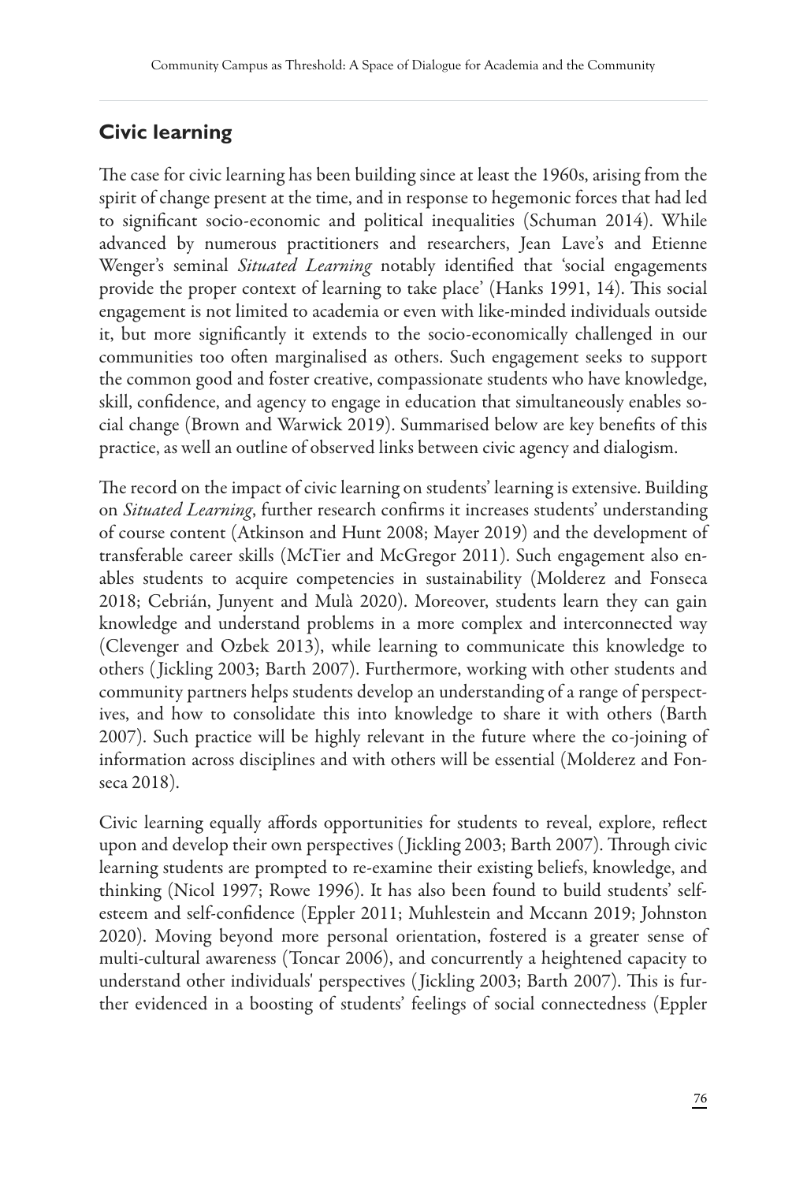## Civic learning

The case for civic learning has been building since at least the 1960s, arising from the spirit of change present at the time, and in response to hegemonic forces that had led to significant socio-economic and political inequalities (Schuman 2014). While advanced by numerous practitioners and researchers, Jean Lave's and Etienne Wenger's seminal *Situated Learning* notably identified that 'social engagements provide the proper context of learning to take place' (Hanks 1991, 14). This social engagement is not limited to academia or even with like-minded individuals outside it, but more significantly it extends to the socio-economically challenged in our communities too often marginalised as others. Such engagement seeks to support the common good and foster creative, compassionate students who have knowledge, skill, confidence, and agency to engage in education that simultaneously enables social change (Brown and Warwick 2019). Summarised below are key benefits of this practice, as well an outline of observed links between civic agency and dialogism.

The record on the impact of civic learning on students' learning is extensive. Building on *Situated Learning*, further research confirms it increases students' understanding of course content (Atkinson and Hunt 2008; Mayer 2019) and the development of transferable career skills (McTier and McGregor 2011). Such engagement also enables students to acquire competencies in sustainability (Molderez and Fonseca 2018; Cebrián, Junyent and Mulà 2020). Moreover, students learn they can gain knowledge and understand problems in a more complex and interconnected way (Clevenger and Ozbek 2013), while learning to communicate this knowledge to others (Jickling 2003; Barth 2007). Furthermore, working with other students and community partners helps students develop an understanding of a range of perspectives, and how to consolidate this into knowledge to share it with others (Barth 2007). Such practice will be highly relevant in the future where the co-joining of information across disciplines and with others will be essential (Molderez and Fonseca 2018).

Civic learning equally affords opportunities for students to reveal, explore, reflect upon and develop their own perspectives (Jickling 2003; Barth 2007). Through civic learning students are prompted to re-examine their existing beliefs, knowledge, and thinking (Nicol 1997; Rowe 1996). It has also been found to build students' self-esteem and self-confidence (Eppler 2011; Muhlestein and Mccann 2019; Johnston 2020). Moving beyond more personal orientation, fostered is a greater sense of multi-cultural awareness (Toncar 2006), and concurrently a heightened capacity to understand other individuals' perspectives (Jickling 2003; Barth 2007). This is further evidenced in a boosting of students' feelings of social connectedness (Eppler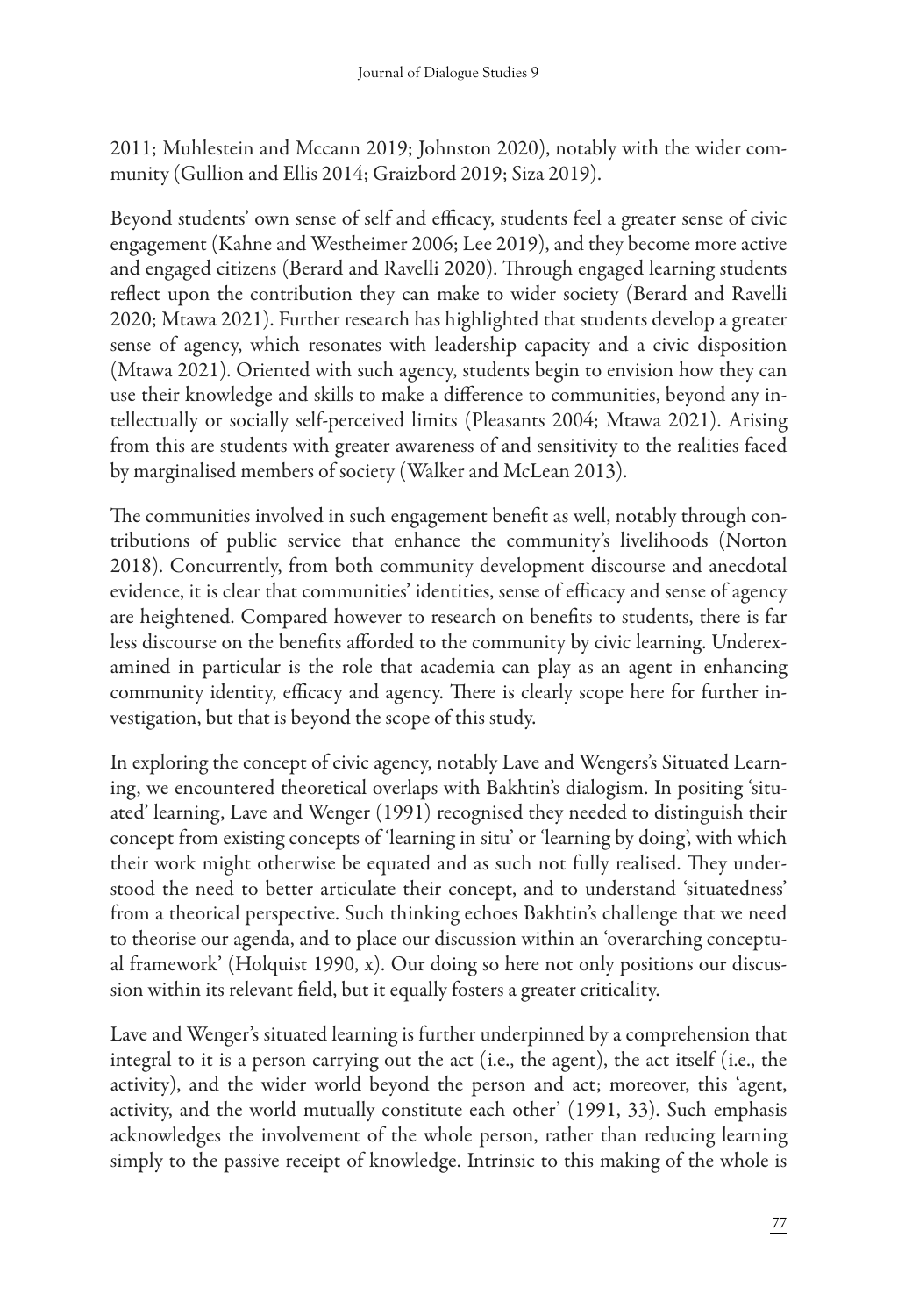2011; Muhlestein and Mccann 2019; Johnston 2020), notably with the wider community (Gullion and Ellis 2014; Graizbord 2019; Siza 2019).

Beyond students' own sense of self and efficacy, students feel a greater sense of civic engagement (Kahne and Westheimer 2006; Lee 2019), and they become more active and engaged citizens (Berard and Ravelli 2020). Through engaged learning students reflect upon the contribution they can make to wider society (Berard and Ravelli 2020; Mtawa 2021). Further research has highlighted that students develop a greater sense of agency, which resonates with leadership capacity and a civic disposition (Mtawa 2021). Oriented with such agency, students begin to envision how they can use their knowledge and skills to make a difference to communities, beyond any intellectually or socially self-perceived limits (Pleasants 2004; Mtawa 2021). Arising from this are students with greater awareness of and sensitivity to the realities faced by marginalised members of society (Walker and McLean 2013).

The communities involved in such engagement benefit as well, notably through contributions of public service that enhance the community's livelihoods (Norton 2018). Concurrently, from both community development discourse and anecdotal evidence, it is clear that communities' identities, sense of efficacy and sense of agency are heightened. Compared however to research on benefits to students, there is far less discourse on the benefits afforded to the community by civic learning. Underexamined in particular is the role that academia can play as an agent in enhancing community identity, efficacy and agency. There is clearly scope here for further investigation, but that is beyond the scope of this study.

In exploring the concept of civic agency, notably Lave and Wengers's Situated Learning, we encountered theoretical overlaps with Bakhtin's dialogism. In positing 'situated' learning, Lave and Wenger (1991) recognised they needed to distinguish their concept from existing concepts of 'learning in situ' or 'learning by doing', with which their work might otherwise be equated and as such not fully realised. They understood the need to better articulate their concept, and to understand 'situatedness' from a theorical perspective. Such thinking echoes Bakhtin's challenge that we need to theorise our agenda, and to place our discussion within an 'overarching conceptual framework' (Holquist 1990, x). Our doing so here not only positions our discussion within its relevant field, but it equally fosters a greater criticality.

Lave and Wenger's situated learning is further underpinned by a comprehension that integral to it is a person carrying out the act (i.e., the agent), the act itself (i.e., the activity), and the wider world beyond the person and act; moreover, this 'agent, activity, and the world mutually constitute each other' (1991, 33). Such emphasis acknowledges the involvement of the whole person, rather than reducing learning simply to the passive receipt of knowledge. Intrinsic to this making of the whole is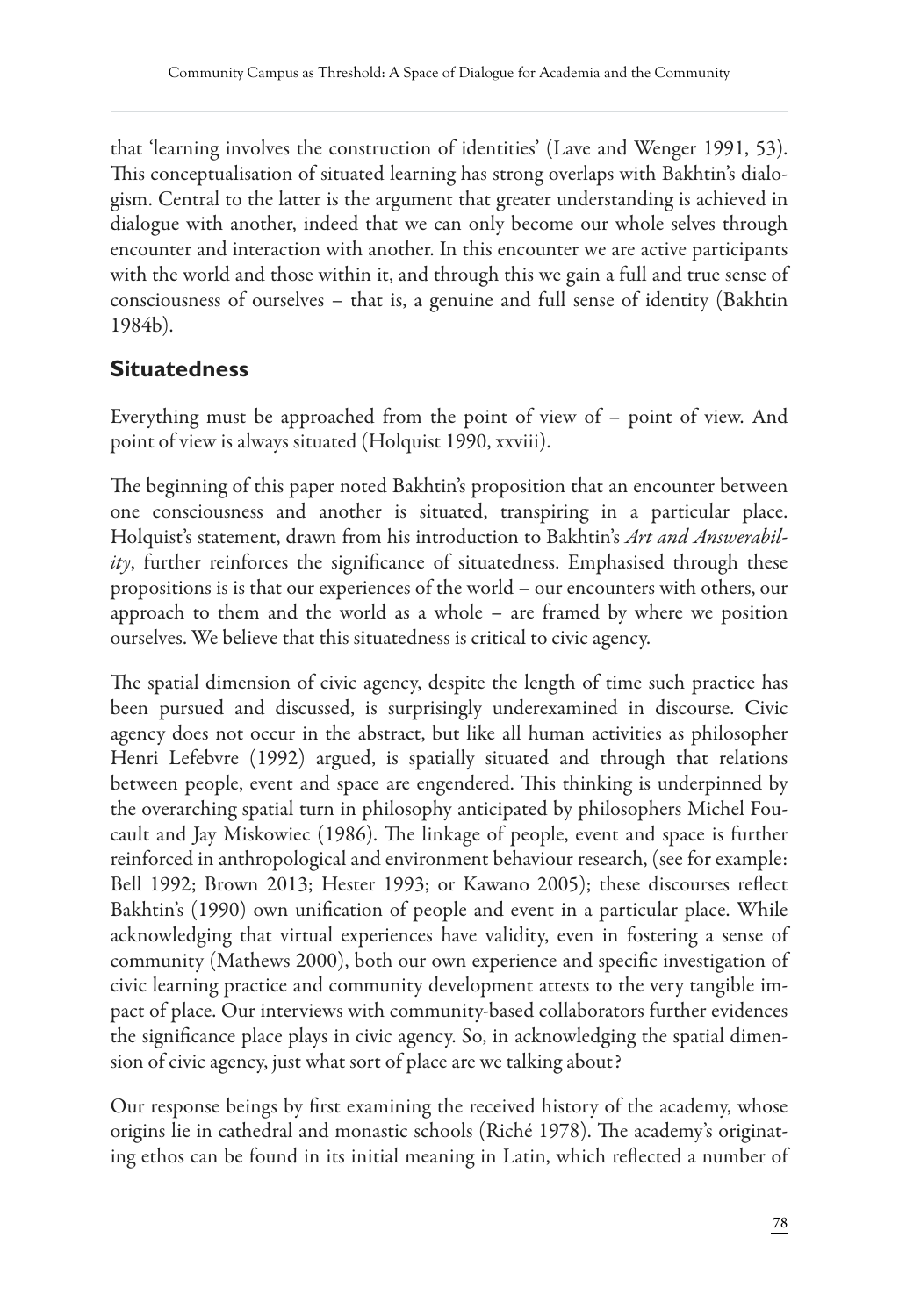that 'learning involves the construction of identities' (Lave and Wenger 1991, 53). This conceptualisation of situated learning has strong overlaps with Bakhtin's dialogism. Central to the latter is the argument that greater understanding is achieved in dialogue with another, indeed that we can only become our whole selves through encounter and interaction with another. In this encounter we are active participants with the world and those within it, and through this we gain a full and true sense of consciousness of ourselves – that is, a genuine and full sense of identity (Bakhtin 1984b).

## Situatedness

Everything must be approached from the point of view of – point of view. And point of view is always situated (Holquist 1990, xxviii).

The beginning of this paper noted Bakhtin's proposition that an encounter between one consciousness and another is situated, transpiring in a particular place. Holquist's statement, drawn from his introduction to Bakhtin's *Art and Answerability*, further reinforces the significance of situatedness. Emphasised through these propositions is is that our experiences of the world – our encounters with others, our approach to them and the world as a whole – are framed by where we position ourselves. We believe that this situatedness is critical to civic agency.

The spatial dimension of civic agency, despite the length of time such practice has been pursued and discussed, is surprisingly underexamined in discourse. Civic agency does not occur in the abstract, but like all human activities as philosopher Henri Lefebvre (1992) argued, is spatially situated and through that relations between people, event and space are engendered. This thinking is underpinned by the overarching spatial turn in philosophy anticipated by philosophers Michel Foucault and Jay Miskowiec (1986). The linkage of people, event and space is further reinforced in anthropological and environment behaviour research, (see for example: Bell 1992; Brown 2013; Hester 1993; or Kawano 2005); these discourses reflect Bakhtin's (1990) own unification of people and event in a particular place. While acknowledging that virtual experiences have validity, even in fostering a sense of community (Mathews 2000), both our own experience and specific investigation of civic learning practice and community development attests to the very tangible impact of place. Our interviews with community-based collaborators further evidences the significance place plays in civic agency. So, in acknowledging the spatial dimension of civic agency, just what sort of place are we talking about?

Our response beings by first examining the received history of the academy, whose origins lie in cathedral and monastic schools (Riché 1978). The academy's originating ethos can be found in its initial meaning in Latin, which reflected a number of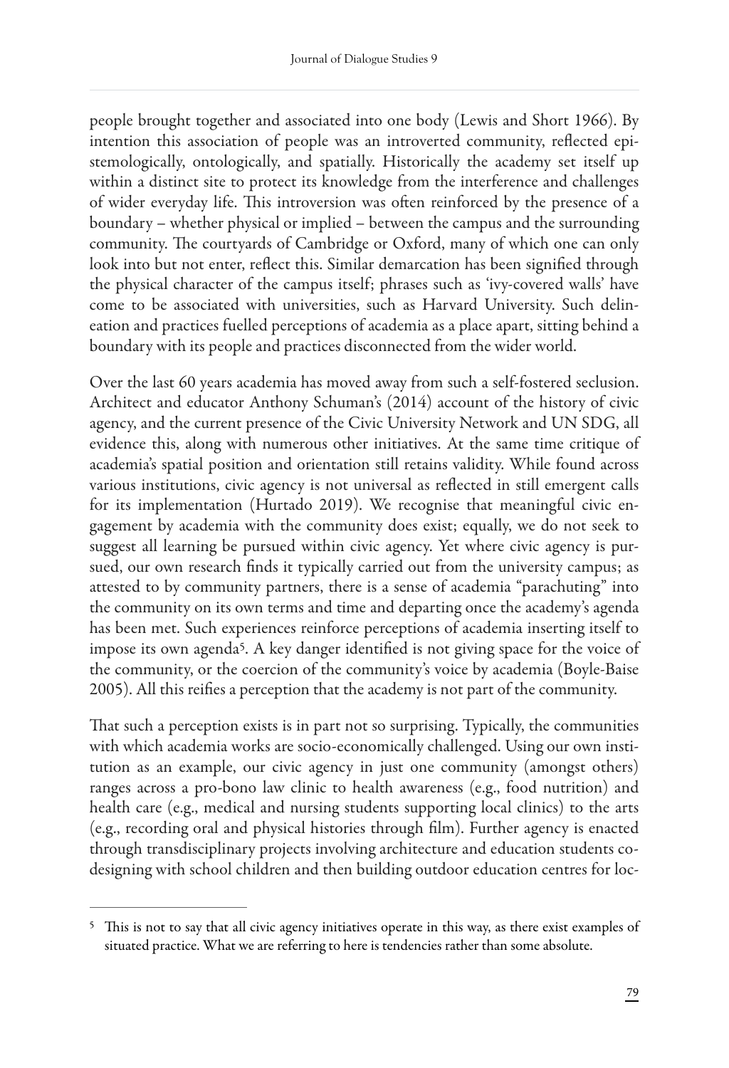people brought together and associated into one body (Lewis and Short 1966). By intention this association of people was an introverted community, reflected epistemologically, ontologically, and spatially. Historically the academy set itself up within a distinct site to protect its knowledge from the interference and challenges of wider everyday life. This introversion was often reinforced by the presence of a boundary – whether physical or implied – between the campus and the surrounding community. The courtyards of Cambridge or Oxford, many of which one can only look into but not enter, reflect this. Similar demarcation has been signified through the physical character of the campus itself; phrases such as 'ivy-covered walls' have come to be associated with universities, such as Harvard University. Such delineation and practices fuelled perceptions of academia as a place apart, sitting behind a boundary with its people and practices disconnected from the wider world.

Over the last 60 years academia has moved away from such a self-fostered seclusion. Architect and educator Anthony Schuman's (2014) account of the history of civic agency, and the current presence of the Civic University Network and UN SDG, all evidence this, along with numerous other initiatives. At the same time critique of academia's spatial position and orientation still retains validity. While found across various institutions, civic agency is not universal as reflected in still emergent calls for its implementation (Hurtado 2019). We recognise that meaningful civic engagement by academia with the community does exist; equally, we do not seek to suggest all learning be pursued within civic agency. Yet where civic agency is pursued, our own research finds it typically carried out from the university campus; as attested to by community partners, there is a sense of academia "parachuting" into the community on its own terms and time and departing once the academy's agenda has been met. Such experiences reinforce perceptions of academia inserting itself to impose its own agenda[5]. A key danger identified is not giving space for the voice of the community, or the coercion of the community's voice by academia (Boyle-Baise 2005). All this reifies a perception that the academy is not part of the community.

That such a perception exists is in part not so surprising. Typically, the communities with which academia works are socio-economically challenged. Using our own institution as an example, our civic agency in just one community (amongst others) ranges across a pro-bono law clinic to health awareness (e.g., food nutrition) and health care (e.g., medical and nursing students supporting local clinics) to the arts (e.g., recording oral and physical histories through film). Further agency is enacted through transdisciplinary projects involving architecture and education students co-designing with school children and then building outdoor education centres for loc-

[5] This is not to say that all civic agency initiatives operate in this way, as there exist examples of situated practice. What we are referring to here is tendencies rather than some absolute.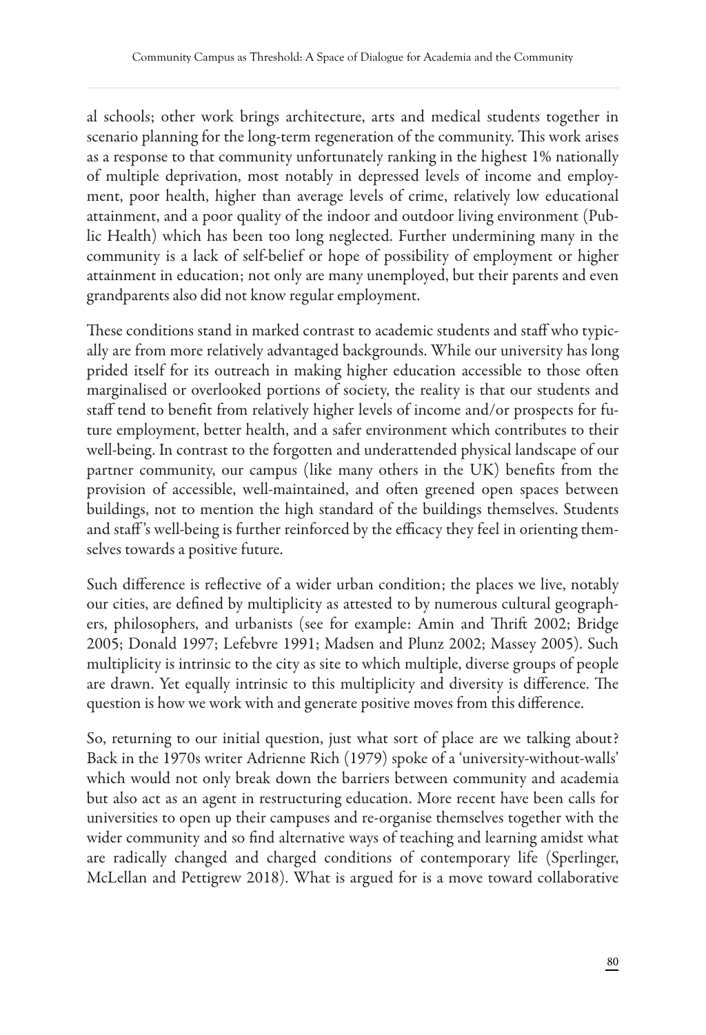al schools; other work brings architecture, arts and medical students together in scenario planning for the long-term regeneration of the community. This work arises as a response to that community unfortunately ranking in the highest 1% nationally of multiple deprivation, most notably in depressed levels of income and employment, poor health, higher than average levels of crime, relatively low educational attainment, and a poor quality of the indoor and outdoor living environment (Public Health) which has been too long neglected. Further undermining many in the community is a lack of self-belief or hope of possibility of employment or higher attainment in education; not only are many unemployed, but their parents and even grandparents also did not know regular employment.

These conditions stand in marked contrast to academic students and staff who typically are from more relatively advantaged backgrounds. While our university has long prided itself for its outreach in making higher education accessible to those often marginalised or overlooked portions of society, the reality is that our students and staff tend to benefit from relatively higher levels of income and/or prospects for future employment, better health, and a safer environment which contributes to their well-being. In contrast to the forgotten and underattended physical landscape of our partner community, our campus (like many others in the UK) benefits from the provision of accessible, well-maintained, and often greened open spaces between buildings, not to mention the high standard of the buildings themselves. Students and staff's well-being is further reinforced by the efficacy they feel in orienting themselves towards a positive future.

Such difference is reflective of a wider urban condition; the places we live, notably our cities, are defined by multiplicity as attested to by numerous cultural geographers, philosophers, and urbanists (see for example: Amin and Thrift 2002; Bridge 2005; Donald 1997; Lefebvre 1991; Madsen and Plunz 2002; Massey 2005). Such multiplicity is intrinsic to the city as site to which multiple, diverse groups of people are drawn. Yet equally intrinsic to this multiplicity and diversity is difference. The question is how we work with and generate positive moves from this difference.

So, returning to our initial question, just what sort of place are we talking about? Back in the 1970s writer Adrienne Rich (1979) spoke of a 'university-without-walls' which would not only break down the barriers between community and academia but also act as an agent in restructuring education. More recent have been calls for universities to open up their campuses and re-organise themselves together with the wider community and so find alternative ways of teaching and learning amidst what are radically changed and charged conditions of contemporary life (Sperlinger, McLellan and Pettigrew 2018). What is argued for is a move toward collaborative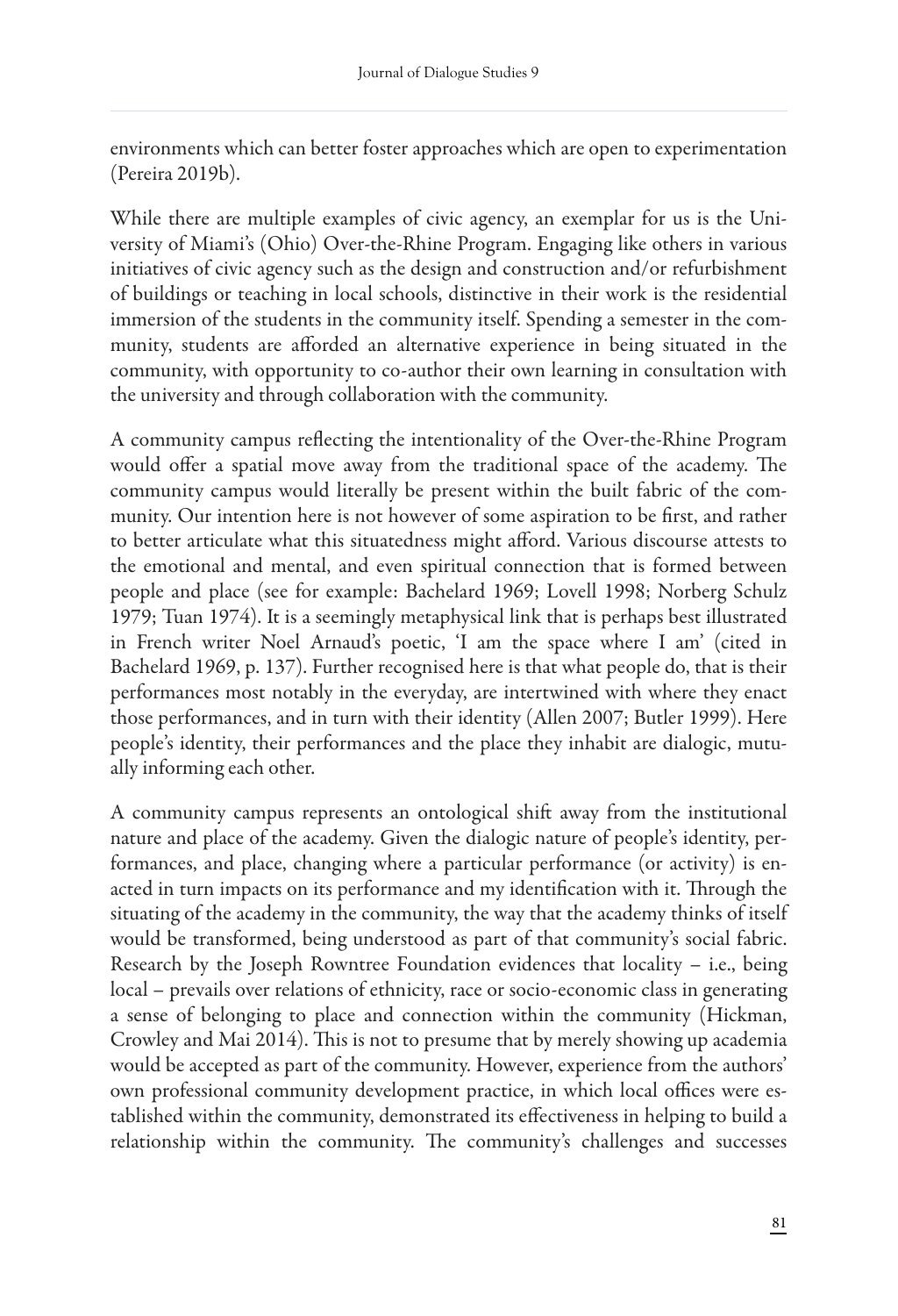environments which can better foster approaches which are open to experimentation (Pereira 2019b).

While there are multiple examples of civic agency, an exemplar for us is the University of Miami's (Ohio) Over-the-Rhine Program. Engaging like others in various initiatives of civic agency such as the design and construction and/or refurbishment of buildings or teaching in local schools, distinctive in their work is the residential immersion of the students in the community itself. Spending a semester in the community, students are afforded an alternative experience in being situated in the community, with opportunity to co-author their own learning in consultation with the university and through collaboration with the community.

A community campus reflecting the intentionality of the Over-the-Rhine Program would offer a spatial move away from the traditional space of the academy. The community campus would literally be present within the built fabric of the community. Our intention here is not however of some aspiration to be first, and rather to better articulate what this situatedness might afford. Various discourse attests to the emotional and mental, and even spiritual connection that is formed between people and place (see for example: Bachelard 1969; Lovell 1998; Norberg Schulz 1979; Tuan 1974). It is a seemingly metaphysical link that is perhaps best illustrated in French writer Noel Arnaud's poetic, 'I am the space where I am' (cited in Bachelard 1969, p. 137). Further recognised here is that what people do, that is their performances most notably in the everyday, are intertwined with where they enact those performances, and in turn with their identity (Allen 2007; Butler 1999). Here people's identity, their performances and the place they inhabit are dialogic, mutually informing each other.

A community campus represents an ontological shift away from the institutional nature and place of the academy. Given the dialogic nature of people's identity, performances, and place, changing where a particular performance (or activity) is enacted in turn impacts on its performance and my identification with it. Through the situating of the academy in the community, the way that the academy thinks of itself would be transformed, being understood as part of that community's social fabric. Research by the Joseph Rowntree Foundation evidences that locality – i.e., being local – prevails over relations of ethnicity, race or socio-economic class in generating a sense of belonging to place and connection within the community (Hickman, Crowley and Mai 2014). This is not to presume that by merely showing up academia would be accepted as part of the community. However, experience from the authors' own professional community development practice, in which local offices were established within the community, demonstrated its effectiveness in helping to build a relationship within the community. The community's challenges and successes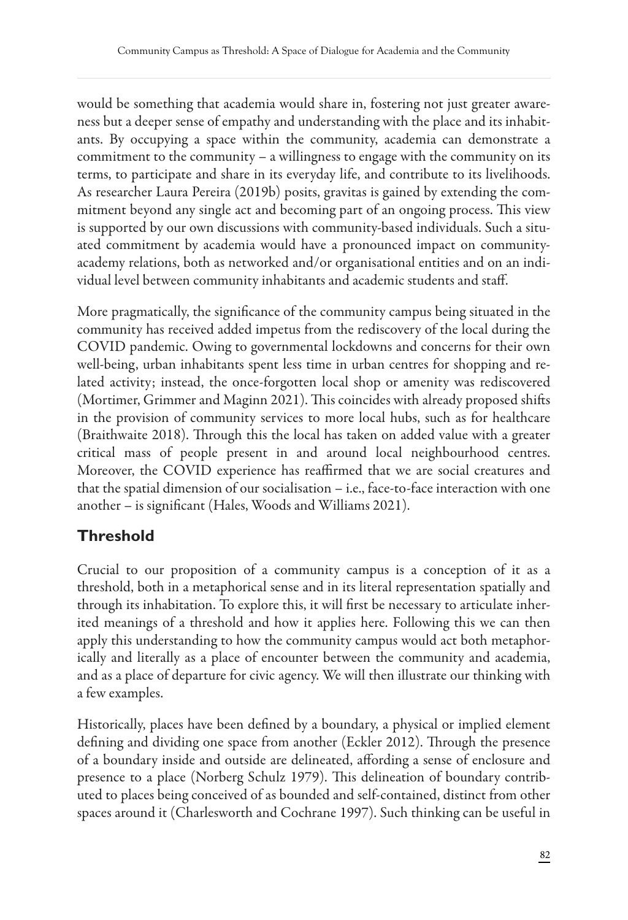would be something that academia would share in, fostering not just greater awareness but a deeper sense of empathy and understanding with the place and its inhabitants. By occupying a space within the community, academia can demonstrate a commitment to the community – a willingness to engage with the community on its terms, to participate and share in its everyday life, and contribute to its livelihoods. As researcher Laura Pereira (2019b) posits, gravitas is gained by extending the commitment beyond any single act and becoming part of an ongoing process. This view is supported by our own discussions with community-based individuals. Such a situated commitment by academia would have a pronounced impact on community-academy relations, both as networked and/or organisational entities and on an individual level between community inhabitants and academic students and staff.

More pragmatically, the significance of the community campus being situated in the community has received added impetus from the rediscovery of the local during the COVID pandemic. Owing to governmental lockdowns and concerns for their own well-being, urban inhabitants spent less time in urban centres for shopping and related activity; instead, the once-forgotten local shop or amenity was rediscovered (Mortimer, Grimmer and Maginn 2021). This coincides with already proposed shifts in the provision of community services to more local hubs, such as for healthcare (Braithwaite 2018). Through this the local has taken on added value with a greater critical mass of people present in and around local neighbourhood centres. Moreover, the COVID experience has reaffirmed that we are social creatures and that the spatial dimension of our socialisation – i.e., face-to-face interaction with one another – is significant (Hales, Woods and Williams 2021).

## Threshold

Crucial to our proposition of a community campus is a conception of it as a threshold, both in a metaphorical sense and in its literal representation spatially and through its inhabitation. To explore this, it will first be necessary to articulate inherited meanings of a threshold and how it applies here. Following this we can then apply this understanding to how the community campus would act both metaphorically and literally as a place of encounter between the community and academia, and as a place of departure for civic agency. We will then illustrate our thinking with a few examples.

Historically, places have been defined by a boundary, a physical or implied element defining and dividing one space from another (Eckler 2012). Through the presence of a boundary inside and outside are delineated, affording a sense of enclosure and presence to a place (Norberg Schulz 1979). This delineation of boundary contributed to places being conceived of as bounded and self-contained, distinct from other spaces around it (Charlesworth and Cochrane 1997). Such thinking can be useful in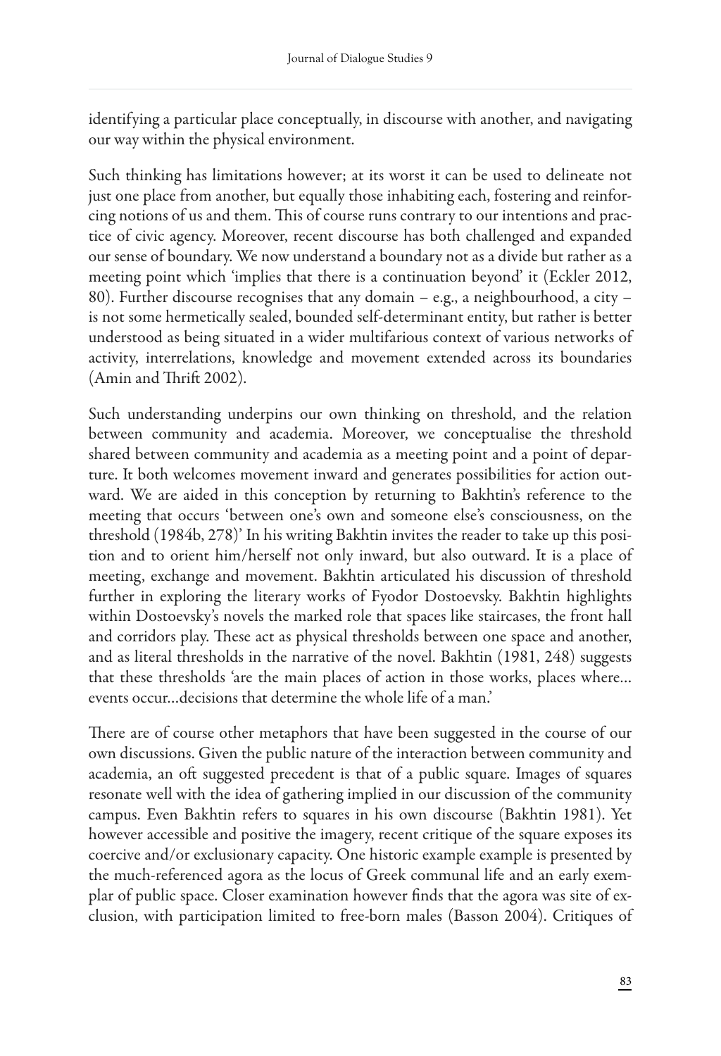identifying a particular place conceptually, in discourse with another, and navigating our way within the physical environment.

Such thinking has limitations however; at its worst it can be used to delineate not just one place from another, but equally those inhabiting each, fostering and reinforcing notions of us and them. This of course runs contrary to our intentions and practice of civic agency. Moreover, recent discourse has both challenged and expanded our sense of boundary. We now understand a boundary not as a divide but rather as a meeting point which 'implies that there is a continuation beyond' it (Eckler 2012, 80). Further discourse recognises that any domain – e.g., a neighbourhood, a city – is not some hermetically sealed, bounded self-determinant entity, but rather is better understood as being situated in a wider multifarious context of various networks of activity, interrelations, knowledge and movement extended across its boundaries (Amin and Thrift 2002).

Such understanding underpins our own thinking on threshold, and the relation between community and academia. Moreover, we conceptualise the threshold shared between community and academia as a meeting point and a point of departure. It both welcomes movement inward and generates possibilities for action outward. We are aided in this conception by returning to Bakhtin's reference to the meeting that occurs 'between one's own and someone else's consciousness, on the threshold (1984b, 278)' In his writing Bakhtin invites the reader to take up this position and to orient him/herself not only inward, but also outward. It is a place of meeting, exchange and movement. Bakhtin articulated his discussion of threshold further in exploring the literary works of Fyodor Dostoevsky. Bakhtin highlights within Dostoevsky's novels the marked role that spaces like staircases, the front hall and corridors play. These act as physical thresholds between one space and another, and as literal thresholds in the narrative of the novel. Bakhtin (1981, 248) suggests that these thresholds 'are the main places of action in those works, places where... events occur...decisions that determine the whole life of a man.'

There are of course other metaphors that have been suggested in the course of our own discussions. Given the public nature of the interaction between community and academia, an oft suggested precedent is that of a public square. Images of squares resonate well with the idea of gathering implied in our discussion of the community campus. Even Bakhtin refers to squares in his own discourse (Bakhtin 1981). Yet however accessible and positive the imagery, recent critique of the square exposes its coercive and/or exclusionary capacity. One historic example example is presented by the much-referenced agora as the locus of Greek communal life and an early exemplar of public space. Closer examination however finds that the agora was site of exclusion, with participation limited to free-born males (Basson 2004). Critiques of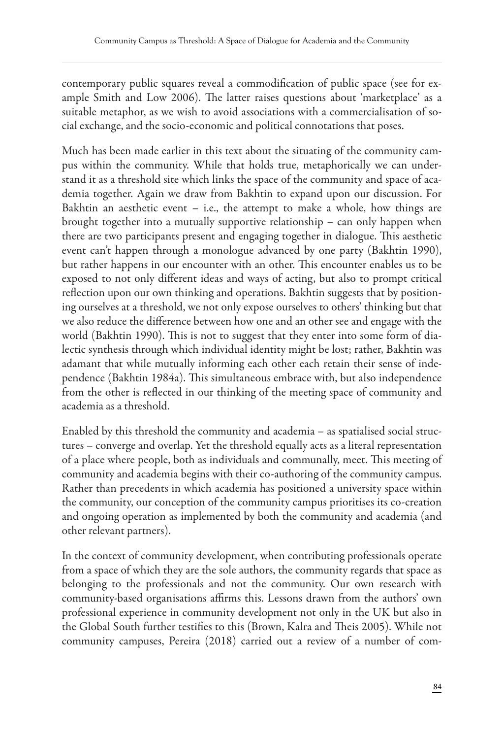contemporary public squares reveal a commodification of public space (see for example Smith and Low 2006). The latter raises questions about 'marketplace' as a suitable metaphor, as we wish to avoid associations with a commercialisation of social exchange, and the socio-economic and political connotations that poses.

Much has been made earlier in this text about the situating of the community campus within the community. While that holds true, metaphorically we can understand it as a threshold site which links the space of the community and space of academia together. Again we draw from Bakhtin to expand upon our discussion. For Bakhtin an aesthetic event – i.e., the attempt to make a whole, how things are brought together into a mutually supportive relationship – can only happen when there are two participants present and engaging together in dialogue. This aesthetic event can't happen through a monologue advanced by one party (Bakhtin 1990), but rather happens in our encounter with an other. This encounter enables us to be exposed to not only different ideas and ways of acting, but also to prompt critical reflection upon our own thinking and operations. Bakhtin suggests that by positioning ourselves at a threshold, we not only expose ourselves to others' thinking but that we also reduce the difference between how one and an other see and engage with the world (Bakhtin 1990). This is not to suggest that they enter into some form of dialectic synthesis through which individual identity might be lost; rather, Bakhtin was adamant that while mutually informing each other each retain their sense of independence (Bakhtin 1984a). This simultaneous embrace with, but also independence from the other is reflected in our thinking of the meeting space of community and academia as a threshold.

Enabled by this threshold the community and academia – as spatialised social structures – converge and overlap. Yet the threshold equally acts as a literal representation of a place where people, both as individuals and communally, meet. This meeting of community and academia begins with their co-authoring of the community campus. Rather than precedents in which academia has positioned a university space within the community, our conception of the community campus prioritises its co-creation and ongoing operation as implemented by both the community and academia (and other relevant partners).

In the context of community development, when contributing professionals operate from a space of which they are the sole authors, the community regards that space as belonging to the professionals and not the community. Our own research with community-based organisations affirms this. Lessons drawn from the authors' own professional experience in community development not only in the UK but also in the Global South further testifies to this (Brown, Kalra and Theis 2005). While not community campuses, Pereira (2018) carried out a review of a number of com-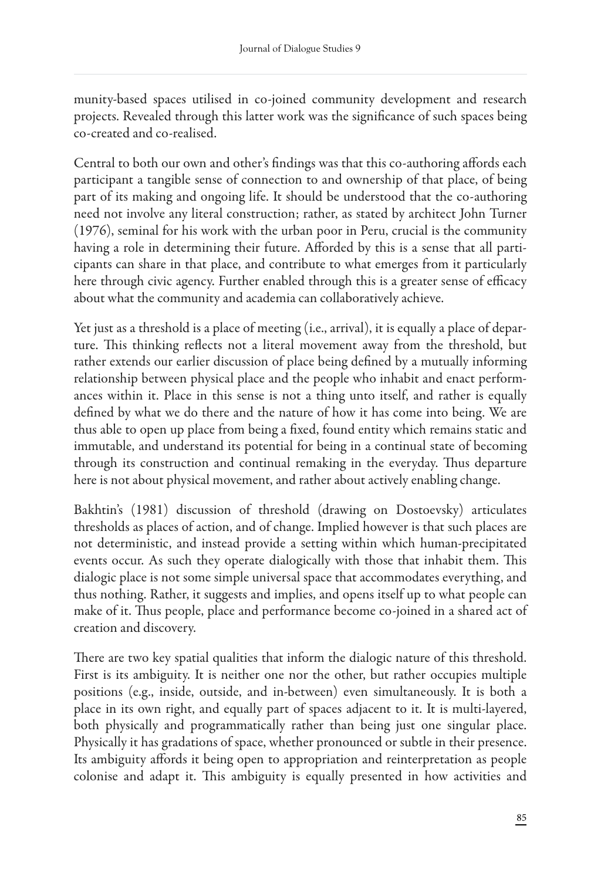munity-based spaces utilised in co-joined community development and research projects. Revealed through this latter work was the significance of such spaces being co-created and co-realised.

Central to both our own and other's findings was that this co-authoring affords each participant a tangible sense of connection to and ownership of that place, of being part of its making and ongoing life. It should be understood that the co-authoring need not involve any literal construction; rather, as stated by architect John Turner (1976), seminal for his work with the urban poor in Peru, crucial is the community having a role in determining their future. Afforded by this is a sense that all participants can share in that place, and contribute to what emerges from it particularly here through civic agency. Further enabled through this is a greater sense of efficacy about what the community and academia can collaboratively achieve.

Yet just as a threshold is a place of meeting (i.e., arrival), it is equally a place of departure. This thinking reflects not a literal movement away from the threshold, but rather extends our earlier discussion of place being defined by a mutually informing relationship between physical place and the people who inhabit and enact performances within it. Place in this sense is not a thing unto itself, and rather is equally defined by what we do there and the nature of how it has come into being. We are thus able to open up place from being a fixed, found entity which remains static and immutable, and understand its potential for being in a continual state of becoming through its construction and continual remaking in the everyday. Thus departure here is not about physical movement, and rather about actively enabling change.

Bakhtin's (1981) discussion of threshold (drawing on Dostoevsky) articulates thresholds as places of action, and of change. Implied however is that such places are not deterministic, and instead provide a setting within which human-precipitated events occur. As such they operate dialogically with those that inhabit them. This dialogic place is not some simple universal space that accommodates everything, and thus nothing. Rather, it suggests and implies, and opens itself up to what people can make of it. Thus people, place and performance become co-joined in a shared act of creation and discovery.

There are two key spatial qualities that inform the dialogic nature of this threshold. First is its ambiguity. It is neither one nor the other, but rather occupies multiple positions (e.g., inside, outside, and in-between) even simultaneously. It is both a place in its own right, and equally part of spaces adjacent to it. It is multi-layered, both physically and programmatically rather than being just one singular place. Physically it has gradations of space, whether pronounced or subtle in their presence. Its ambiguity affords it being open to appropriation and reinterpretation as people colonise and adapt it. This ambiguity is equally presented in how activities and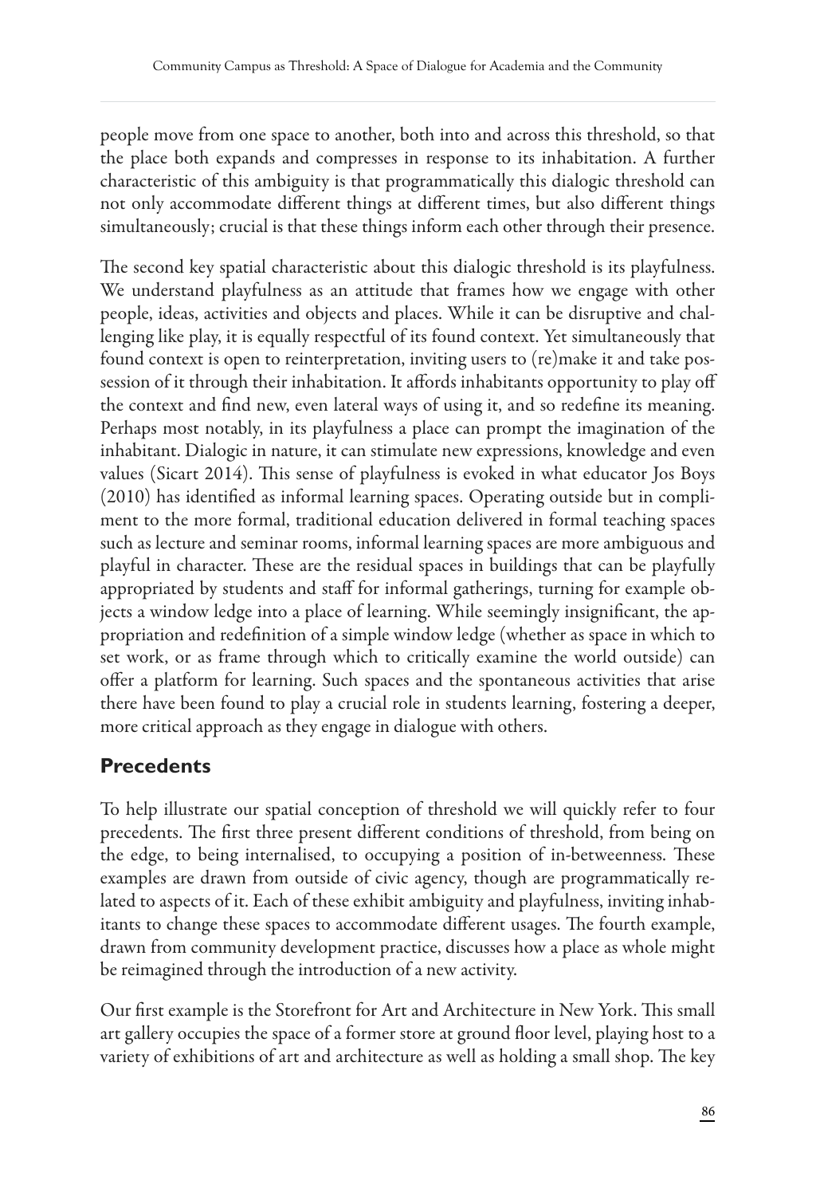people move from one space to another, both into and across this threshold, so that the place both expands and compresses in response to its inhabitation. A further characteristic of this ambiguity is that programmatically this dialogic threshold can not only accommodate different things at different times, but also different things simultaneously; crucial is that these things inform each other through their presence.

The second key spatial characteristic about this dialogic threshold is its playfulness. We understand playfulness as an attitude that frames how we engage with other people, ideas, activities and objects and places. While it can be disruptive and challenging like play, it is equally respectful of its found context. Yet simultaneously that found context is open to reinterpretation, inviting users to (re)make it and take possession of it through their inhabitation. It affords inhabitants opportunity to play off the context and find new, even lateral ways of using it, and so redefine its meaning. Perhaps most notably, in its playfulness a place can prompt the imagination of the inhabitant. Dialogic in nature, it can stimulate new expressions, knowledge and even values (Sicart 2014). This sense of playfulness is evoked in what educator Jos Boys (2010) has identified as informal learning spaces. Operating outside but in compliment to the more formal, traditional education delivered in formal teaching spaces such as lecture and seminar rooms, informal learning spaces are more ambiguous and playful in character. These are the residual spaces in buildings that can be playfully appropriated by students and staff for informal gatherings, turning for example objects a window ledge into a place of learning. While seemingly insignificant, the appropriation and redefinition of a simple window ledge (whether as space in which to set work, or as frame through which to critically examine the world outside) can offer a platform for learning. Such spaces and the spontaneous activities that arise there have been found to play a crucial role in students learning, fostering a deeper, more critical approach as they engage in dialogue with others.

## Precedents

To help illustrate our spatial conception of threshold we will quickly refer to four precedents. The first three present different conditions of threshold, from being on the edge, to being internalised, to occupying a position of in-betweenness. These examples are drawn from outside of civic agency, though are programmatically related to aspects of it. Each of these exhibit ambiguity and playfulness, inviting inhabitants to change these spaces to accommodate different usages. The fourth example, drawn from community development practice, discusses how a place as whole might be reimagined through the introduction of a new activity.

Our first example is the Storefront for Art and Architecture in New York. This small art gallery occupies the space of a former store at ground floor level, playing host to a variety of exhibitions of art and architecture as well as holding a small shop. The key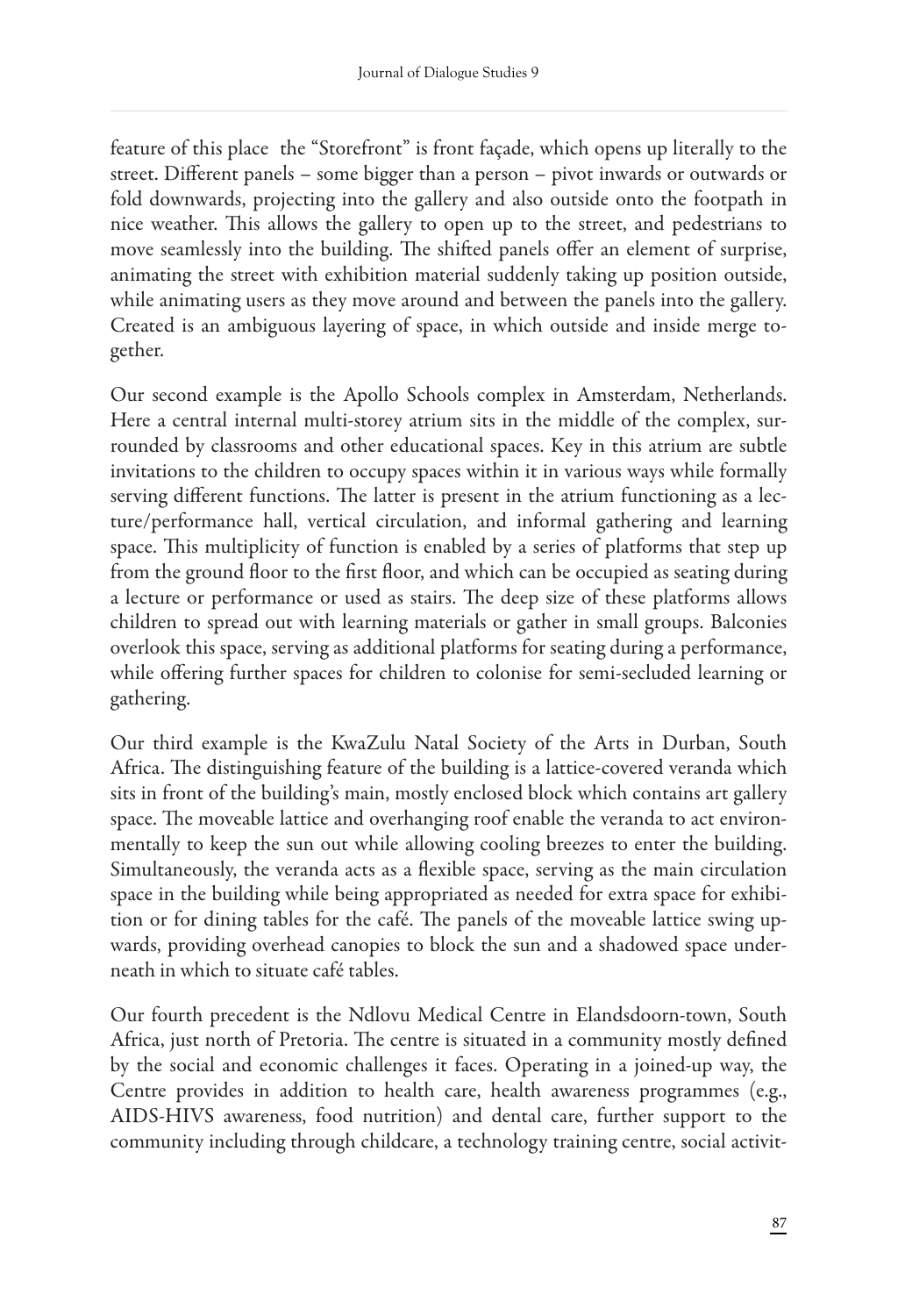feature of this place the "Storefront" is front façade, which opens up literally to the street. Different panels – some bigger than a person – pivot inwards or outwards or fold downwards, projecting into the gallery and also outside onto the footpath in nice weather. This allows the gallery to open up to the street, and pedestrians to move seamlessly into the building. The shifted panels offer an element of surprise, animating the street with exhibition material suddenly taking up position outside, while animating users as they move around and between the panels into the gallery. Created is an ambiguous layering of space, in which outside and inside merge together.

Our second example is the Apollo Schools complex in Amsterdam, Netherlands. Here a central internal multi-storey atrium sits in the middle of the complex, surrounded by classrooms and other educational spaces. Key in this atrium are subtle invitations to the children to occupy spaces within it in various ways while formally serving different functions. The latter is present in the atrium functioning as a lecture/performance hall, vertical circulation, and informal gathering and learning space. This multiplicity of function is enabled by a series of platforms that step up from the ground floor to the first floor, and which can be occupied as seating during a lecture or performance or used as stairs. The deep size of these platforms allows children to spread out with learning materials or gather in small groups. Balconies overlook this space, serving as additional platforms for seating during a performance, while offering further spaces for children to colonise for semi-secluded learning or gathering.

Our third example is the KwaZulu Natal Society of the Arts in Durban, South Africa. The distinguishing feature of the building is a lattice-covered veranda which sits in front of the building's main, mostly enclosed block which contains art gallery space. The moveable lattice and overhanging roof enable the veranda to act environmentally to keep the sun out while allowing cooling breezes to enter the building. Simultaneously, the veranda acts as a flexible space, serving as the main circulation space in the building while being appropriated as needed for extra space for exhibition or for dining tables for the café. The panels of the moveable lattice swing upwards, providing overhead canopies to block the sun and a shadowed space underneath in which to situate café tables.

Our fourth precedent is the Ndlovu Medical Centre in Elandsdoorn-town, South Africa, just north of Pretoria. The centre is situated in a community mostly defined by the social and economic challenges it faces. Operating in a joined-up way, the Centre provides in addition to health care, health awareness programmes (e.g., AIDS-HIVS awareness, food nutrition) and dental care, further support to the community including through childcare, a technology training centre, social activit-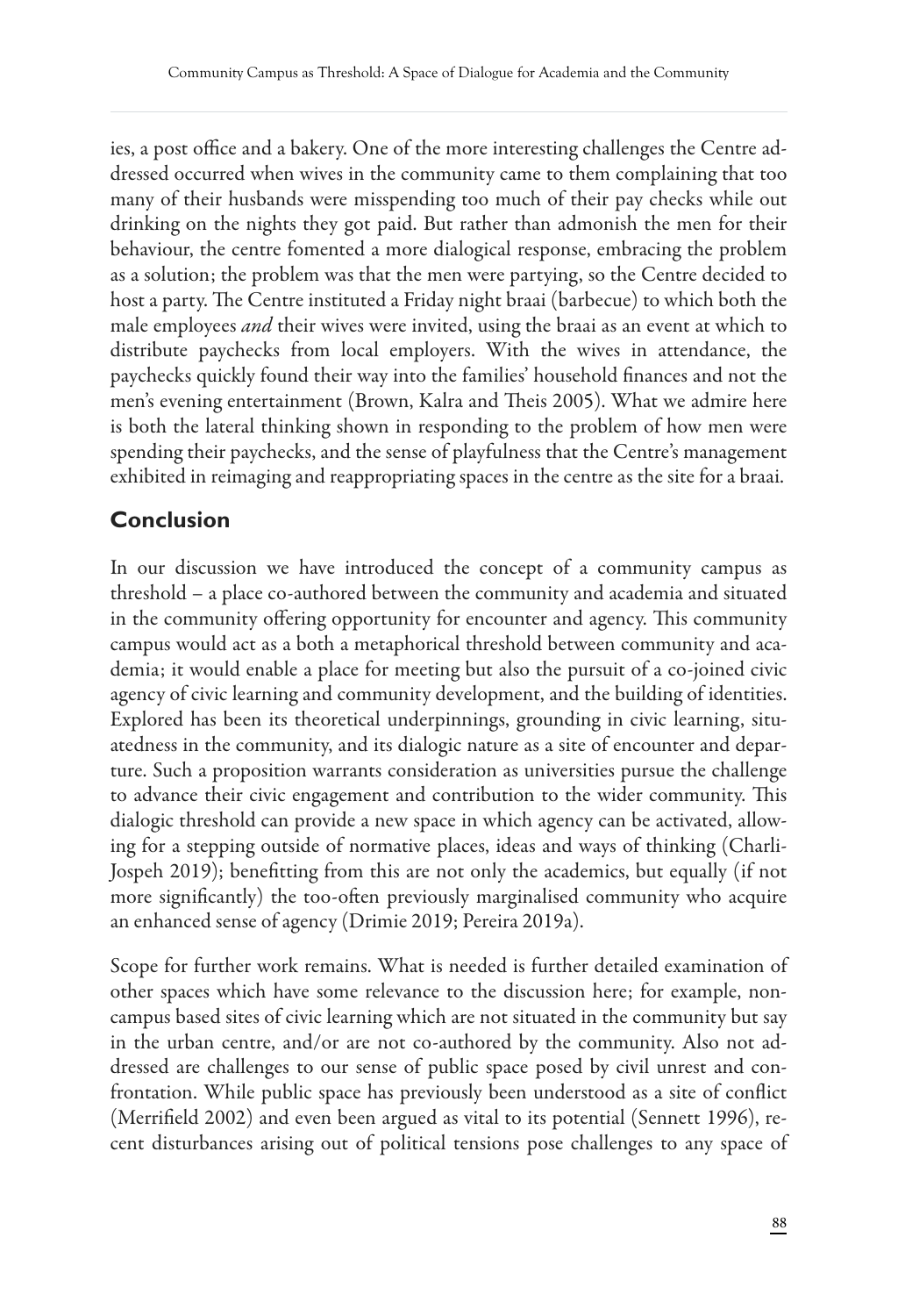ies, a post office and a bakery. One of the more interesting challenges the Centre addressed occurred when wives in the community came to them complaining that too many of their husbands were misspending too much of their pay checks while out drinking on the nights they got paid. But rather than admonish the men for their behaviour, the centre fomented a more dialogical response, embracing the problem as a solution; the problem was that the men were partying, so the Centre decided to host a party. The Centre instituted a Friday night braai (barbecue) to which both the male employees *and* their wives were invited, using the braai as an event at which to distribute paychecks from local employers. With the wives in attendance, the paychecks quickly found their way into the families' household finances and not the men's evening entertainment (Brown, Kalra and Theis 2005). What we admire here is both the lateral thinking shown in responding to the problem of how men were spending their paychecks, and the sense of playfulness that the Centre's management exhibited in reimaging and reappropriating spaces in the centre as the site for a braai.

## Conclusion

In our discussion we have introduced the concept of a community campus as threshold – a place co-authored between the community and academia and situated in the community offering opportunity for encounter and agency. This community campus would act as a both a metaphorical threshold between community and academia; it would enable a place for meeting but also the pursuit of a co-joined civic agency of civic learning and community development, and the building of identities. Explored has been its theoretical underpinnings, grounding in civic learning, situatedness in the community, and its dialogic nature as a site of encounter and departure. Such a proposition warrants consideration as universities pursue the challenge to advance their civic engagement and contribution to the wider community. This dialogic threshold can provide a new space in which agency can be activated, allowing for a stepping outside of normative places, ideas and ways of thinking (Charli-Jospeh 2019); benefitting from this are not only the academics, but equally (if not more significantly) the too-often previously marginalised community who acquire an enhanced sense of agency (Drimie 2019; Pereira 2019a).

Scope for further work remains. What is needed is further detailed examination of other spaces which have some relevance to the discussion here; for example, non-campus based sites of civic learning which are not situated in the community but say in the urban centre, and/or are not co-authored by the community. Also not addressed are challenges to our sense of public space posed by civil unrest and confrontation. While public space has previously been understood as a site of conflict (Merrifield 2002) and even been argued as vital to its potential (Sennett 1996), recent disturbances arising out of political tensions pose challenges to any space of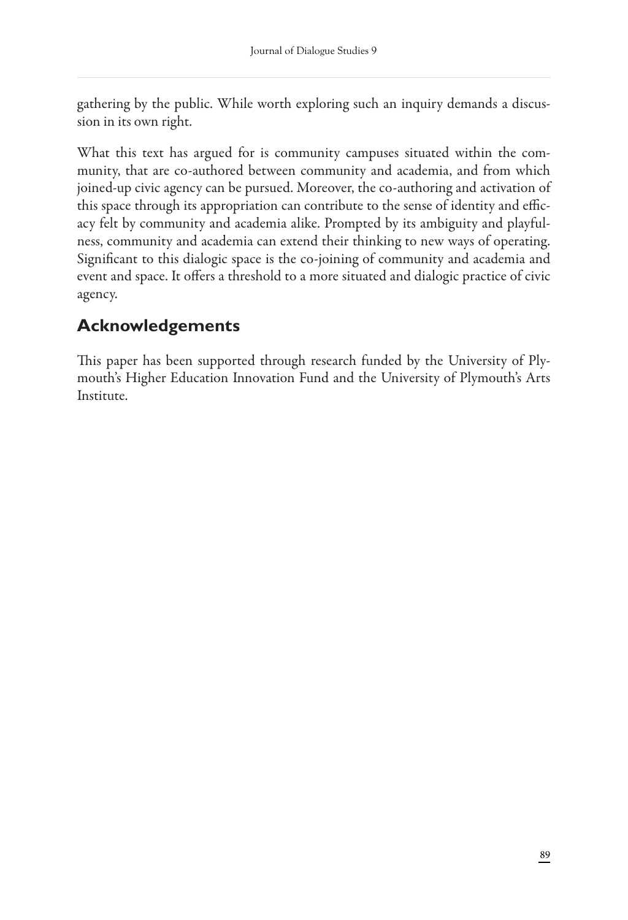gathering by the public. While worth exploring such an inquiry demands a discussion in its own right.

What this text has argued for is community campuses situated within the community, that are co-authored between community and academia, and from which joined-up civic agency can be pursued. Moreover, the co-authoring and activation of this space through its appropriation can contribute to the sense of identity and efficacy felt by community and academia alike. Prompted by its ambiguity and playfulness, community and academia can extend their thinking to new ways of operating. Significant to this dialogic space is the co-joining of community and academia and event and space. It offers a threshold to a more situated and dialogic practice of civic agency.

## Acknowledgements

This paper has been supported through research funded by the University of Plymouth's Higher Education Innovation Fund and the University of Plymouth's Arts Institute.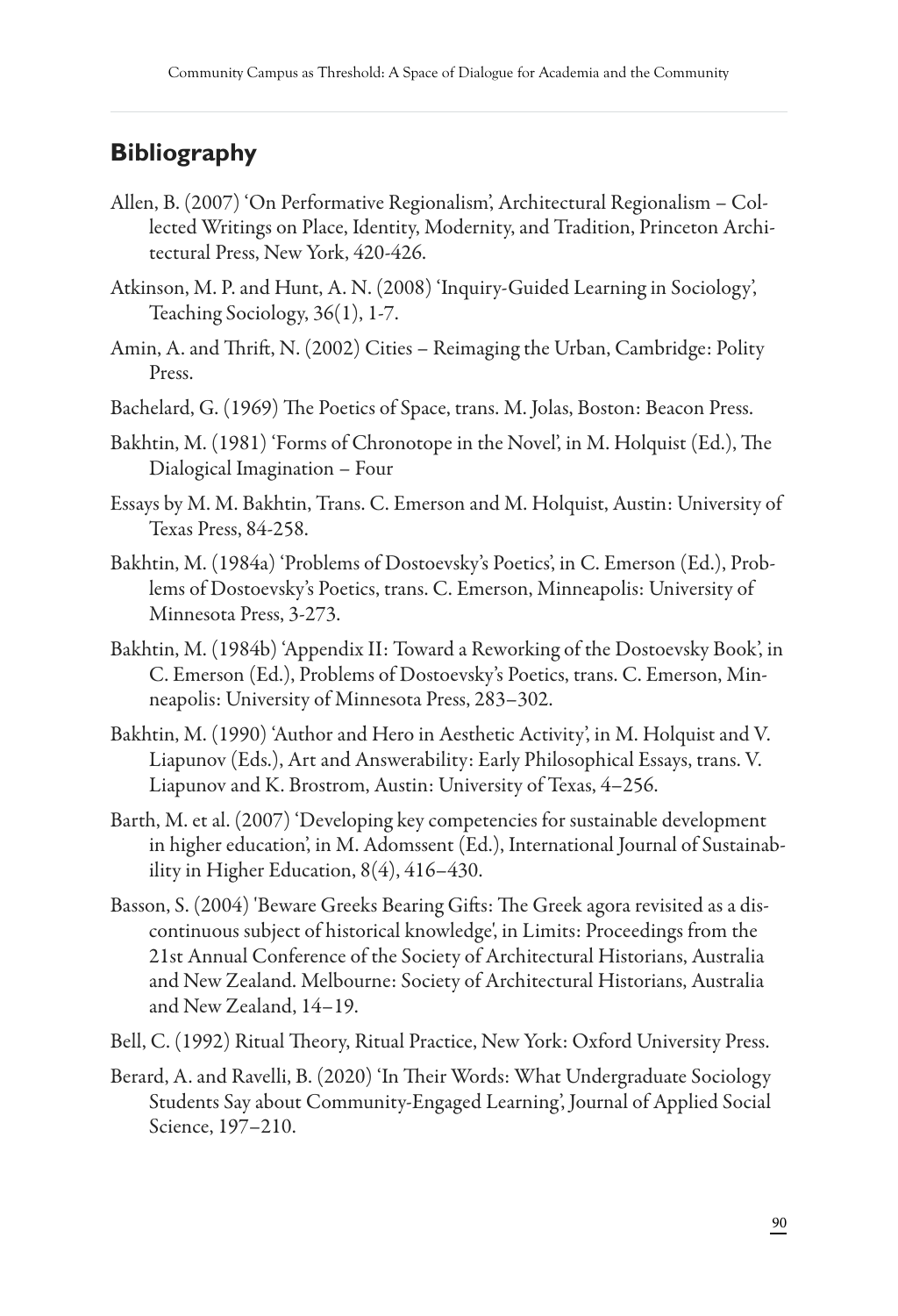## Bibliography

Allen, B. (2007) 'On Performative Regionalism', Architectural Regionalism – Collected Writings on Place, Identity, Modernity, and Tradition, Princeton Architectural Press, New York, 420-426.

Atkinson, M. P. and Hunt, A. N. (2008) 'Inquiry-Guided Learning in Sociology', Teaching Sociology, 36(1), 1-7.

Amin, A. and Thrift, N. (2002) Cities – Reimaging the Urban, Cambridge: Polity Press.

Bachelard, G. (1969) The Poetics of Space, trans. M. Jolas, Boston: Beacon Press.

Bakhtin, M. (1981) 'Forms of Chronotope in the Novel', in M. Holquist (Ed.), The Dialogical Imagination – Four

Essays by M. M. Bakhtin, Trans. C. Emerson and M. Holquist, Austin: University of Texas Press, 84-258.

Bakhtin, M. (1984a) 'Problems of Dostoevsky's Poetics', in C. Emerson (Ed.), Problems of Dostoevsky's Poetics, trans. C. Emerson, Minneapolis: University of Minnesota Press, 3-273.

Bakhtin, M. (1984b) 'Appendix II: Toward a Reworking of the Dostoevsky Book', in C. Emerson (Ed.), Problems of Dostoevsky's Poetics, trans. C. Emerson, Minneapolis: University of Minnesota Press, 283–302.

Bakhtin, M. (1990) 'Author and Hero in Aesthetic Activity', in M. Holquist and V. Liapunov (Eds.), Art and Answerability: Early Philosophical Essays, trans. V. Liapunov and K. Brostrom, Austin: University of Texas, 4–256.

Barth, M. et al. (2007) 'Developing key competencies for sustainable development in higher education', in M. Adomssent (Ed.), International Journal of Sustainability in Higher Education, 8(4), 416–430.

Basson, S. (2004) 'Beware Greeks Bearing Gifts: The Greek agora revisited as a discontinuous subject of historical knowledge', in Limits: Proceedings from the 21st Annual Conference of the Society of Architectural Historians, Australia and New Zealand. Melbourne: Society of Architectural Historians, Australia and New Zealand, 14–19.

Bell, C. (1992) Ritual Theory, Ritual Practice, New York: Oxford University Press.

Berard, A. and Ravelli, B. (2020) 'In Their Words: What Undergraduate Sociology Students Say about Community-Engaged Learning', Journal of Applied Social Science, 197–210.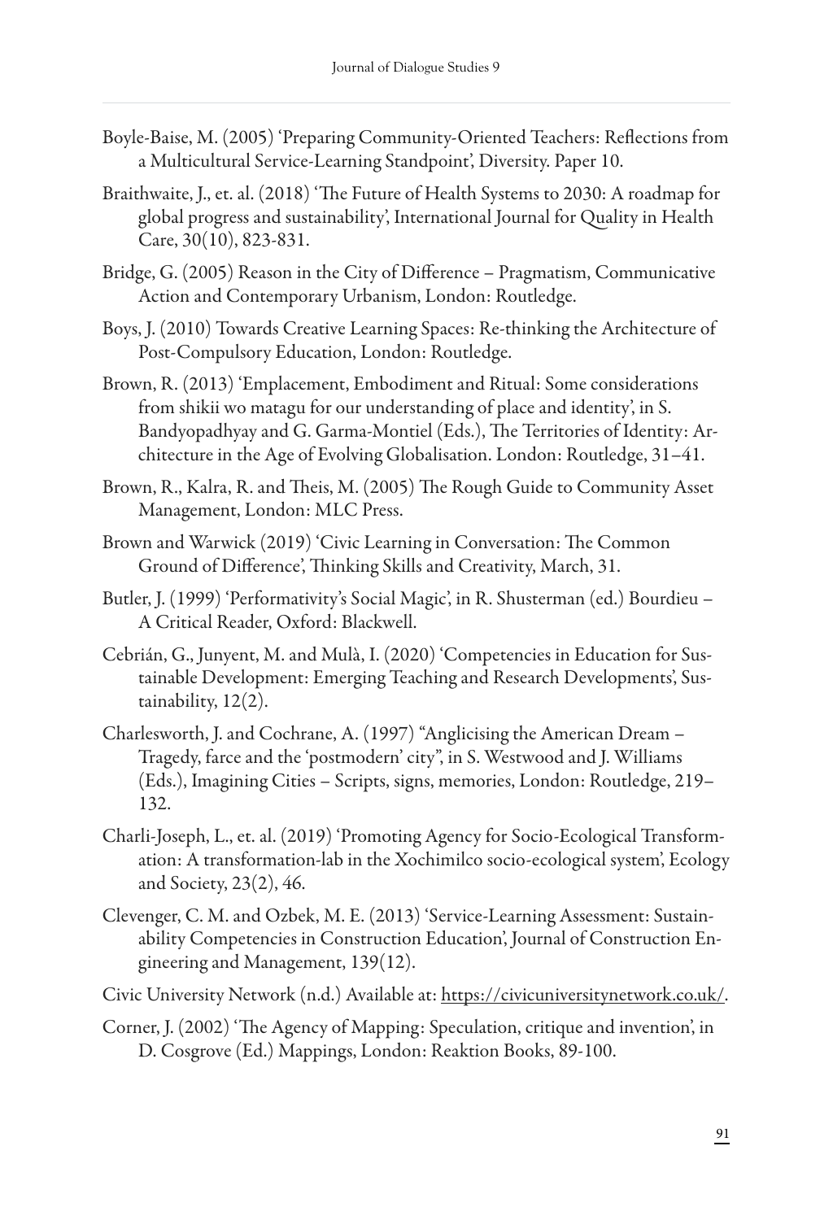Boyle-Baise, M. (2005) 'Preparing Community-Oriented Teachers: Reflections from a Multicultural Service-Learning Standpoint', Diversity. Paper 10.

Braithwaite, J., et. al. (2018) 'The Future of Health Systems to 2030: A roadmap for global progress and sustainability', International Journal for Quality in Health Care, 30(10), 823-831.

Bridge, G. (2005) Reason in the City of Difference – Pragmatism, Communicative Action and Contemporary Urbanism, London: Routledge.

Boys, J. (2010) Towards Creative Learning Spaces: Re-thinking the Architecture of Post-Compulsory Education, London: Routledge.

Brown, R. (2013) 'Emplacement, Embodiment and Ritual: Some considerations from shikii wo matagu for our understanding of place and identity', in S. Bandyopadhyay and G. Garma-Montiel (Eds.), The Territories of Identity: Architecture in the Age of Evolving Globalisation. London: Routledge, 31–41.

Brown, R., Kalra, R. and Theis, M. (2005) The Rough Guide to Community Asset Management, London: MLC Press.

Brown and Warwick (2019) 'Civic Learning in Conversation: The Common Ground of Difference', Thinking Skills and Creativity, March, 31.

Butler, J. (1999) 'Performativity's Social Magic', in R. Shusterman (ed.) Bourdieu – A Critical Reader, Oxford: Blackwell.

Cebrián, G., Junyent, M. and Mulà, I. (2020) 'Competencies in Education for Sustainable Development: Emerging Teaching and Research Developments', Sustainability, 12(2).

Charlesworth, J. and Cochrane, A. (1997) "Anglicising the American Dream – Tragedy, farce and the 'postmodern' city", in S. Westwood and J. Williams (Eds.), Imagining Cities – Scripts, signs, memories, London: Routledge, 219–132.

Charli-Joseph, L., et. al. (2019) 'Promoting Agency for Socio-Ecological Transformation: A transformation-lab in the Xochimilco socio-ecological system', Ecology and Society, 23(2), 46.

Clevenger, C. M. and Ozbek, M. E. (2013) 'Service-Learning Assessment: Sustainability Competencies in Construction Education', Journal of Construction Engineering and Management, 139(12).

Civic University Network (n.d.) Available at: https://civicuniversitynetwork.co.uk/.

Corner, J. (2002) 'The Agency of Mapping: Speculation, critique and invention', in D. Cosgrove (Ed.) Mappings, London: Reaktion Books, 89-100.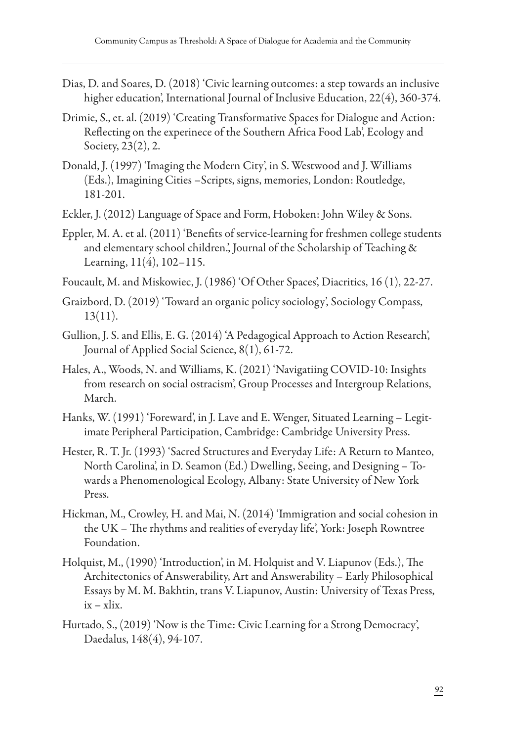Dias, D. and Soares, D. (2018) 'Civic learning outcomes: a step towards an inclusive higher education', International Journal of Inclusive Education, 22(4), 360-374.

Drimie, S., et. al. (2019) 'Creating Transformative Spaces for Dialogue and Action: Reflecting on the experinece of the Southern Africa Food Lab', Ecology and Society, 23(2), 2.

Donald, J. (1997) 'Imaging the Modern City', in S. Westwood and J. Williams (Eds.), Imagining Cities –Scripts, signs, memories, London: Routledge, 181-201.

Eckler, J. (2012) Language of Space and Form, Hoboken: John Wiley & Sons.

Eppler, M. A. et al. (2011) 'Benefits of service-learning for freshmen college students and elementary school children.', Journal of the Scholarship of Teaching & Learning, 11(4), 102–115.

Foucault, M. and Miskowiec, J. (1986) 'Of Other Spaces', Diacritics, 16 (1), 22-27.

Graizbord, D. (2019) 'Toward an organic policy sociology', Sociology Compass, 13(11).

Gullion, J. S. and Ellis, E. G. (2014) 'A Pedagogical Approach to Action Research', Journal of Applied Social Science, 8(1), 61-72.

Hales, A., Woods, N. and Williams, K. (2021) 'Navigatiing COVID-10: Insights from research on social ostracism', Group Processes and Intergroup Relations, March.

Hanks, W. (1991) 'Foreward', in J. Lave and E. Wenger, Situated Learning – Legitimate Peripheral Participation, Cambridge: Cambridge University Press.

Hester, R. T. Jr. (1993) 'Sacred Structures and Everyday Life: A Return to Manteo, North Carolina', in D. Seamon (Ed.) Dwelling, Seeing, and Designing – Towards a Phenomenological Ecology, Albany: State University of New York Press.

Hickman, M., Crowley, H. and Mai, N. (2014) 'Immigration and social cohesion in the UK – The rhythms and realities of everyday life', York: Joseph Rowntree Foundation.

Holquist, M., (1990) 'Introduction', in M. Holquist and V. Liapunov (Eds.), The Architectonics of Answerability, Art and Answerability – Early Philosophical Essays by M. M. Bakhtin, trans V. Liapunov, Austin: University of Texas Press, ix – xlix.

Hurtado, S., (2019) 'Now is the Time: Civic Learning for a Strong Democracy', Daedalus, 148(4), 94-107.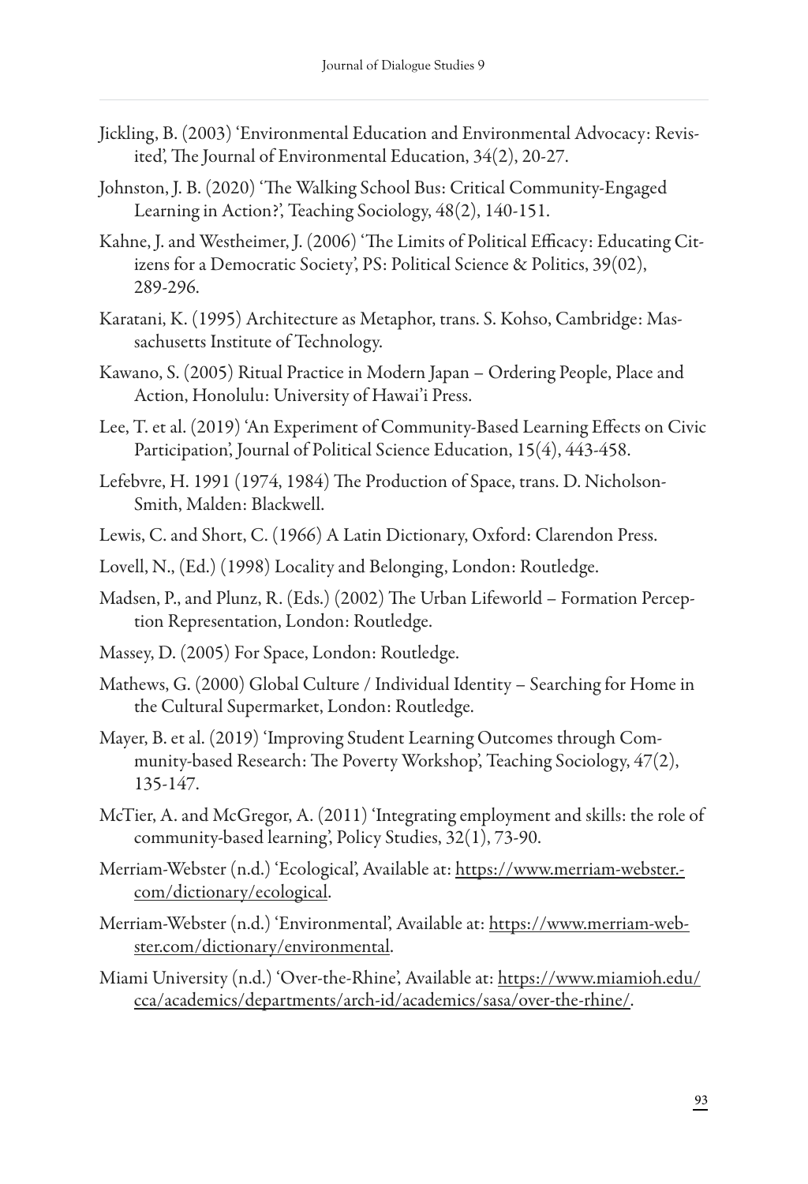Jickling, B. (2003) 'Environmental Education and Environmental Advocacy: Revisited', The Journal of Environmental Education, 34(2), 20-27.

Johnston, J. B. (2020) 'The Walking School Bus: Critical Community-Engaged Learning in Action?', Teaching Sociology, 48(2), 140-151.

Kahne, J. and Westheimer, J. (2006) 'The Limits of Political Efficacy: Educating Citizens for a Democratic Society', PS: Political Science & Politics, 39(02), 289-296.

Karatani, K. (1995) Architecture as Metaphor, trans. S. Kohso, Cambridge: Massachusetts Institute of Technology.

Kawano, S. (2005) Ritual Practice in Modern Japan – Ordering People, Place and Action, Honolulu: University of Hawai'i Press.

Lee, T. et al. (2019) 'An Experiment of Community-Based Learning Effects on Civic Participation', Journal of Political Science Education, 15(4), 443-458.

Lefebvre, H. 1991 (1974, 1984) The Production of Space, trans. D. Nicholson-Smith, Malden: Blackwell.

Lewis, C. and Short, C. (1966) A Latin Dictionary, Oxford: Clarendon Press.

Lovell, N., (Ed.) (1998) Locality and Belonging, London: Routledge.

Madsen, P., and Plunz, R. (Eds.) (2002) The Urban Lifeworld – Formation Perception Representation, London: Routledge.

Massey, D. (2005) For Space, London: Routledge.

Mathews, G. (2000) Global Culture / Individual Identity – Searching for Home in the Cultural Supermarket, London: Routledge.

Mayer, B. et al. (2019) 'Improving Student Learning Outcomes through Community-based Research: The Poverty Workshop', Teaching Sociology, 47(2), 135-147.

McTier, A. and McGregor, A. (2011) 'Integrating employment and skills: the role of community-based learning', Policy Studies, 32(1), 73-90.

Merriam-Webster (n.d.) 'Ecological', Available at: https://www.merriam-webster.com/dictionary/ecological.

Merriam-Webster (n.d.) 'Environmental', Available at: https://www.merriam-webster.com/dictionary/environmental.

Miami University (n.d.) 'Over-the-Rhine', Available at: https://www.miamioh.edu/cca/academics/departments/arch-id/academics/sasa/over-the-rhine/.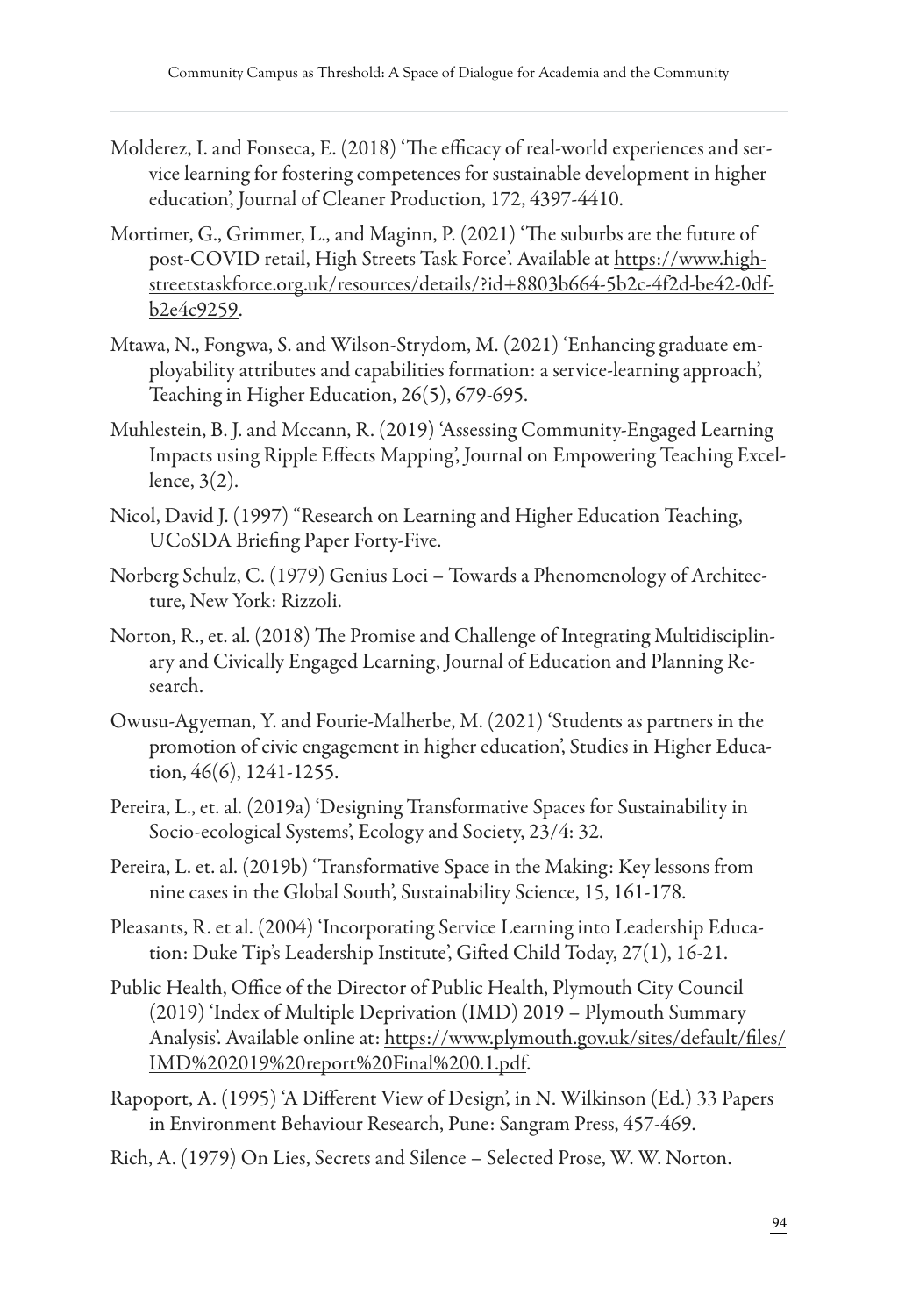Molderez, I. and Fonseca, E. (2018) 'The efficacy of real-world experiences and service learning for fostering competences for sustainable development in higher education', Journal of Cleaner Production, 172, 4397-4410.

Mortimer, G., Grimmer, L., and Maginn, P. (2021) 'The suburbs are the future of post-COVID retail, High Streets Task Force'. Available at https://www.highstreetstaskforce.org.uk/resources/details/?id+8803b664-5b2c-4f2d-be42-0dfb2e4c9259.

Mtawa, N., Fongwa, S. and Wilson-Strydom, M. (2021) 'Enhancing graduate employability attributes and capabilities formation: a service-learning approach', Teaching in Higher Education, 26(5), 679-695.

Muhlestein, B. J. and Mccann, R. (2019) 'Assessing Community-Engaged Learning Impacts using Ripple Effects Mapping', Journal on Empowering Teaching Excellence, 3(2).

Nicol, David J. (1997) "Research on Learning and Higher Education Teaching, UCoSDA Briefing Paper Forty-Five.

Norberg Schulz, C. (1979) Genius Loci – Towards a Phenomenology of Architecture, New York: Rizzoli.

Norton, R., et. al. (2018) The Promise and Challenge of Integrating Multidisciplinary and Civically Engaged Learning, Journal of Education and Planning Research.

Owusu-Agyeman, Y. and Fourie-Malherbe, M. (2021) 'Students as partners in the promotion of civic engagement in higher education', Studies in Higher Education, 46(6), 1241-1255.

Pereira, L., et. al. (2019a) 'Designing Transformative Spaces for Sustainability in Socio-ecological Systems', Ecology and Society, 23/4: 32.

Pereira, L. et. al. (2019b) 'Transformative Space in the Making: Key lessons from nine cases in the Global South', Sustainability Science, 15, 161-178.

Pleasants, R. et al. (2004) 'Incorporating Service Learning into Leadership Education: Duke Tip's Leadership Institute', Gifted Child Today, 27(1), 16-21.

Public Health, Office of the Director of Public Health, Plymouth City Council (2019) 'Index of Multiple Deprivation (IMD) 2019 – Plymouth Summary Analysis'. Available online at: https://www.plymouth.gov.uk/sites/default/files/IMD%202019%20report%20Final%200.1.pdf.

Rapoport, A. (1995) 'A Different View of Design', in N. Wilkinson (Ed.) 33 Papers in Environment Behaviour Research, Pune: Sangram Press, 457-469.

Rich, A. (1979) On Lies, Secrets and Silence – Selected Prose, W. W. Norton.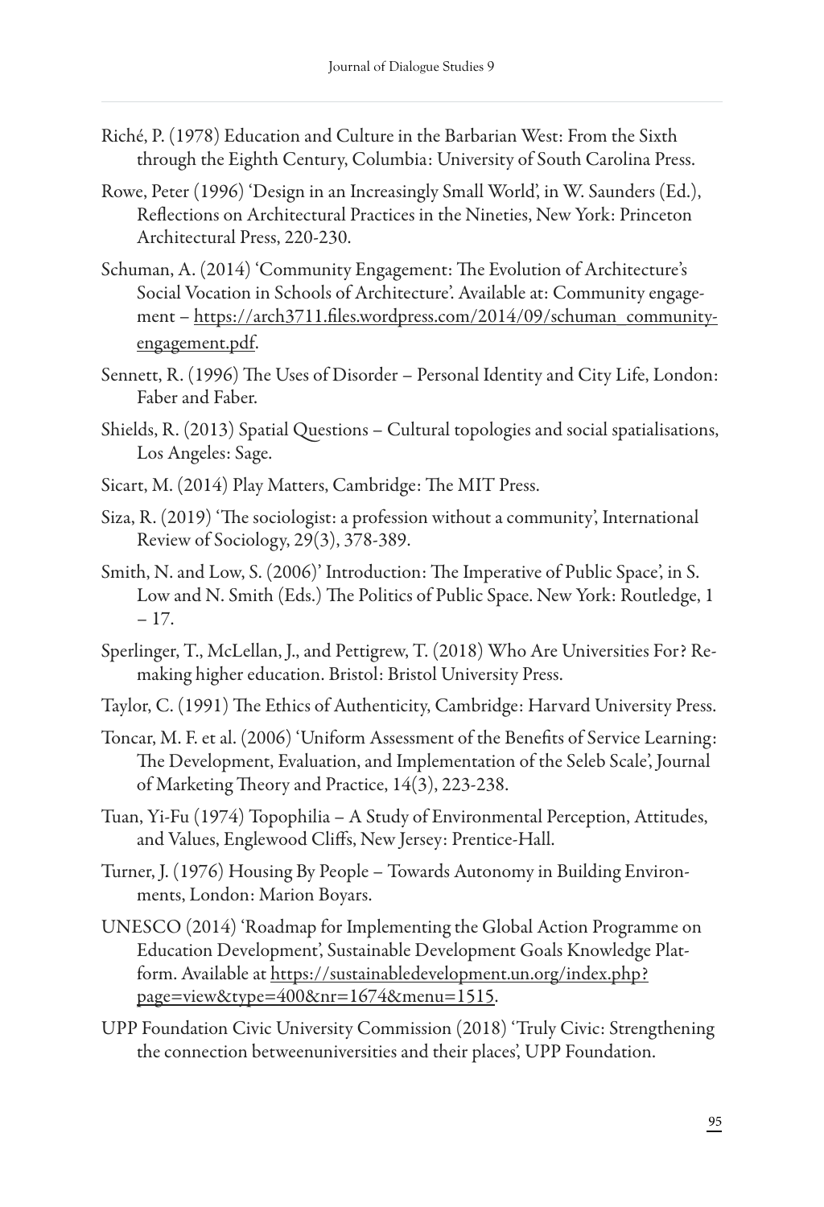Riché, P. (1978) Education and Culture in the Barbarian West: From the Sixth through the Eighth Century, Columbia: University of South Carolina Press.

Rowe, Peter (1996) 'Design in an Increasingly Small World', in W. Saunders (Ed.), Reflections on Architectural Practices in the Nineties, New York: Princeton Architectural Press, 220-230.

Schuman, A. (2014) 'Community Engagement: The Evolution of Architecture's Social Vocation in Schools of Architecture'. Available at: Community engagement – https://arch3711.files.wordpress.com/2014/09/schuman_community-engagement.pdf.

Sennett, R. (1996) The Uses of Disorder – Personal Identity and City Life, London: Faber and Faber.

Shields, R. (2013) Spatial Questions – Cultural topologies and social spatialisations, Los Angeles: Sage.

Sicart, M. (2014) Play Matters, Cambridge: The MIT Press.

Siza, R. (2019) 'The sociologist: a profession without a community', International Review of Sociology, 29(3), 378-389.

Smith, N. and Low, S. (2006)' Introduction: The Imperative of Public Space', in S. Low and N. Smith (Eds.) The Politics of Public Space. New York: Routledge, 1 – 17.

Sperlinger, T., McLellan, J., and Pettigrew, T. (2018) Who Are Universities For? Re-making higher education. Bristol: Bristol University Press.

Taylor, C. (1991) The Ethics of Authenticity, Cambridge: Harvard University Press.

Toncar, M. F. et al. (2006) 'Uniform Assessment of the Benefits of Service Learning: The Development, Evaluation, and Implementation of the Seleb Scale', Journal of Marketing Theory and Practice, 14(3), 223-238.

Tuan, Yi-Fu (1974) Topophilia – A Study of Environmental Perception, Attitudes, and Values, Englewood Cliffs, New Jersey: Prentice-Hall.

Turner, J. (1976) Housing By People – Towards Autonomy in Building Environments, London: Marion Boyars.

UNESCO (2014) 'Roadmap for Implementing the Global Action Programme on Education Development', Sustainable Development Goals Knowledge Platform. Available at https://sustainabledevelopment.un.org/index.php?page=view&type=400&nr=1674&menu=1515.

UPP Foundation Civic University Commission (2018) 'Truly Civic: Strengthening the connection betweenuniversities and their places', UPP Foundation.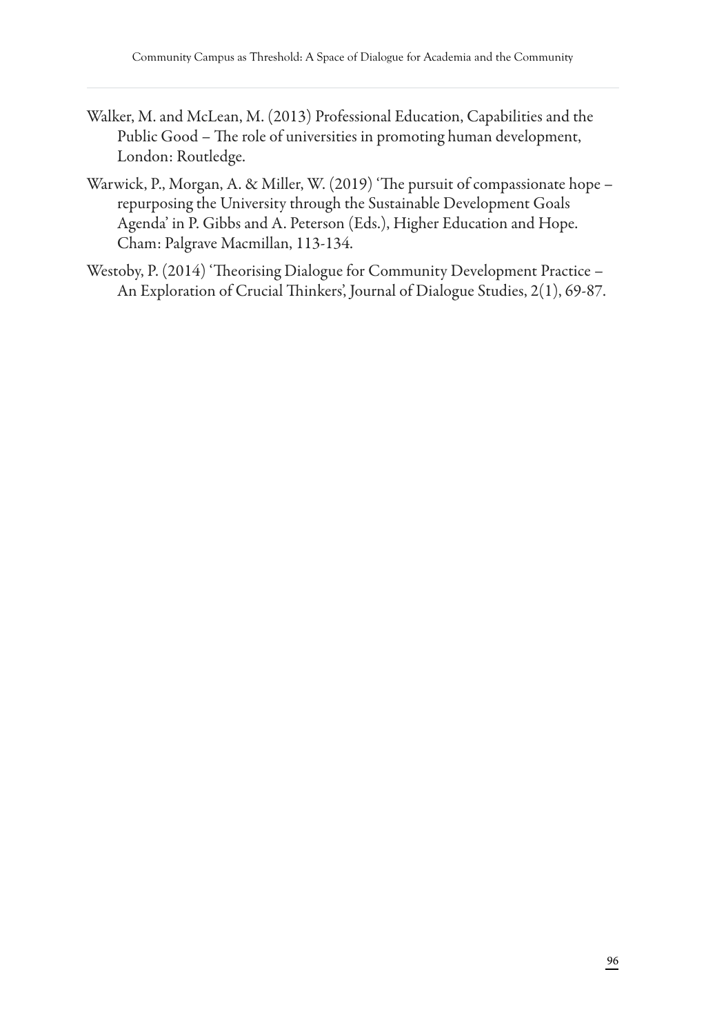Walker, M. and McLean, M. (2013) Professional Education, Capabilities and the Public Good – The role of universities in promoting human development, London: Routledge.

Warwick, P., Morgan, A. & Miller, W. (2019) 'The pursuit of compassionate hope – repurposing the University through the Sustainable Development Goals Agenda' in P. Gibbs and A. Peterson (Eds.), Higher Education and Hope. Cham: Palgrave Macmillan, 113-134.

Westoby, P. (2014) 'Theorising Dialogue for Community Development Practice – An Exploration of Crucial Thinkers', Journal of Dialogue Studies, 2(1), 69-87.